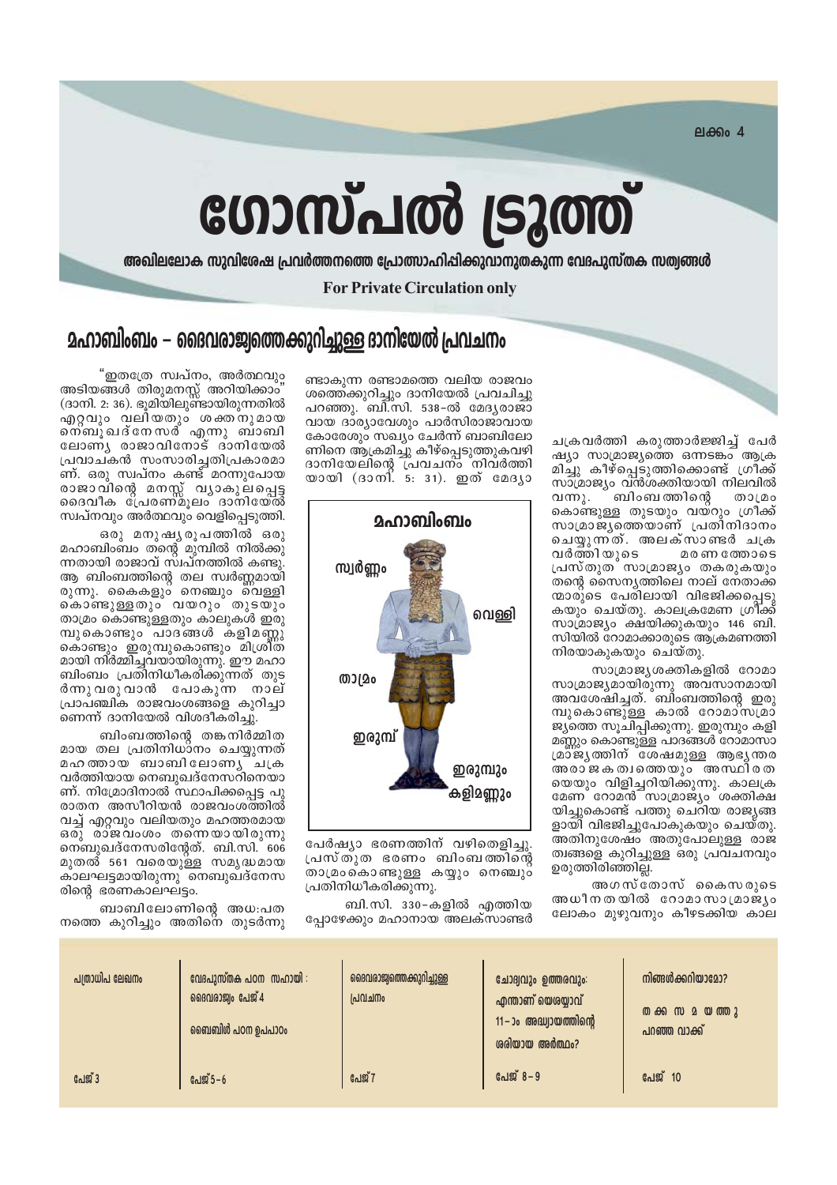ലക്കം 4

# ഗോസ്പൽ ട്രൂത്ത്

**അഖിലലോക സുവിശേഷ പ്രവർത്തനത്തെ പ്രോത്സാഹിപ്പിക്കുവാനുതകുന്ന വേദപുസ്തക സത്യങ്ങൾ**

**For Private Circulation only**

## മഹാബിംബം – ദൈവരാജ്യത്തെക്കുറിച്ചുള്ള ദാനിയേൽ പ്രവചനം

"ഇതത്രേ സ്വപ്നം, അർത്ഥവും അടിയങ്ങൾ തിരുമനസ്സ് അറിയിക്കാം" (ദാനി. 2: 36). ഭൂമിയിലുണ്ടായിരുന്നതിൽ എറ്റവും വലിയതും ശക്തനുമായ നെബൂഖദ്നേസർ എന്നു ബാബിലോണ്യ രാജാവിനോട് ദാനിയേൽ പ്രവാചകൻ സംസാരിച്ചതിപ്രകാരമാണ്. ഒരു സ്വപ്നം കണ്ട് മറന്നുപോയ രാജാവിന്റെ മനസ്സ് വ്യാകുലപ്പെട്ട ദൈവീക പ്രേരണമൂലം ദാനിയേൽ സ്വപ്നവും അർത്ഥവും വെളിപ്പെടുത്തി.

ഒരു മനുഷ്യരൂപത്തിൽ ഒരു മഹാബിംബം തന്റെ മുമ്പിൽ നിൽക്കുന്നതായി രാജാവ് സ്വപ്നത്തിൽ കണ്ടു. ആ ബിംബത്തിന്റെ തല സ്വർണ്ണമായിരുന്നു. കൈകളും നെഞ്ചും വെള്ളി കൊണ്ടുള്ളതും വയറും തുടയും താമ്രം കൊണ്ടുള്ളതും കാലുകൾ ഇരുമ്പുകൊണ്ടും പാദങ്ങൾ കളിമണ്ണു കൊണ്ടും ഇരുമ്പുകൊണ്ടും മിശ്രിതമായി നിർമ്മിച്ചവയായിരുന്നു. ഈ മഹാബിംബം പ്രതിനിധീകരിക്കുന്നത് തുടർന്നുവരുവാൻ പോകുന്ന നാല് പ്രാപഞ്ചിക രാജവംശങ്ങളെ കുറിച്ചാണെന്ന് ദാനിയേൽ വിശദീകരിച്ചു.

ബിംബത്തിന്റെ തങ്കനിർമ്മിതമായ തല പ്രതിനിധാനം ചെയ്യുന്നത് മഹത്തായ ബാബിലോണ്യ ചക്രവർത്തിയായ നെബുഖദ്നേസറിനെയാണ്. നിമ്രോദിനാൽ സ്ഥാപിക്കപ്പെട്ട പുരാതന അസീറിയൻ രാജവംശത്തിൽ വച്ച് എറ്റവും വലിയതും മഹത്തരമായ ഒരു രാജവംശം തന്നെയായിരുന്നു നെബുഖദ്നേസരിന്റേത്. ബി.സി. 606 മുതൽ 561 വരെയുള്ള സമൃദ്ധമായ കാലഘട്ടമായിരുന്നു നെബുഖദ്നേസരിന്റെ ഭരണകാലഘട്ടം.

ബാബിലോണിന്റെ അധഃപതനത്തെ കുറിച്ചും അതിനെ തുടർന്നുണ്ടാകുന്ന രണ്ടാമത്തെ വലിയ രാജവംശത്തെക്കുറിച്ചും ദാനിയേൽ പ്രവചിച്ചു പറഞ്ഞു. ബി.സി. 538-ൽ മേദ്യരാജാവായ ദാര്യാവേശും പാർസിരാജാവായ കോരേശും സഖ്യം ചേർന്ന് ബാബിലോണിനെ ആക്രമിച്ചു കീഴ്പ്പെടുത്തുകവഴി ദാനിയേലിന്റെ പ്രവചനം നിവർത്തിയായി (ദാനി. 5: 31). ഇത് മേദ്യാ പേർഷ്യാ ഭരണത്തിന് വഴിതെളിച്ചു. പ്രസ്തുത ഭരണം ബിംബത്തിന്റെ താമ്രംകൊണ്ടുള്ള കയ്യും നെഞ്ചും പ്രതിനിധീകരിക്കുന്നു.

**മഹാബിംബം**

സ്വർണ്ണം

വെള്ളി

താമ്രം

ഇരുമ്പ്

ഇരുമ്പും കളിമണ്ണും

ബി.സി. 330-കളിൽ എത്തിയപ്പോഴേക്കും മഹാനായ അലക്സാണ്ടർ ചക്രവർത്തി കരുത്താർജ്ജിച്ച് പേർഷ്യാ സാമ്രാജ്യത്തെ ഒന്നടങ്കം ആക്രമിച്ചു കീഴ്പ്പെടുത്തിക്കൊണ്ട് ഗ്രീക്ക് സാമ്രാജ്യം വൻശക്തിയായി നിലവിൽ വന്നു. ബിംബത്തിന്റെ താമ്രം കൊണ്ടുള്ള തുടയും വയറും ഗ്രീക്ക് സാമ്രാജ്യത്തെയാണ് പ്രതിനിദാനം ചെയ്യുന്നത്. അലക്സാണ്ടർ ചക്രവർത്തിയുടെ മരണത്തോടെ പ്രസ്തുത സാമ്രാജ്യം തകരുകയും തന്റെ സൈന്യത്തിലെ നാല് നേതാക്കന്മാരുടെ പേരിലായി വിഭജിക്കപ്പെടുകയും ചെയ്തു. കാലക്രമേണ ഗ്രീക്ക് സാമ്രാജ്യം ക്ഷയിക്കുകയും 146 ബി.സിയിൽ റോമാക്കാരുടെ ആക്രമണത്തി നിരയാകുകയും ചെയ്തു.

സാമ്രാജ്യശക്തികളിൽ റോമാസാമ്രാജ്യമായിരുന്നു അവസാനമായി അവശേഷിച്ചത്. ബിംബത്തിന്റെ ഇരുമ്പുകൊണ്ടുള്ള കാൽ റോമാസാമ്രാജ്യത്തെ സൂചിപ്പിക്കുന്നു. ഇരുമ്പും കളിമണ്ണും കൊണ്ടുള്ള പാദങ്ങൾ റോമാസാമ്രാജ്യത്തിന് ശേഷമുള്ള ആഭ്യന്തര അരാജകത്വത്തെയും അസ്ഥിരതയെയും വിളിച്ചറിയിക്കുന്നു. കാലക്രമേണ റോമൻ സാമ്രാജ്യം ശക്തിക്ഷയിച്ചുകൊണ്ട് പത്തു ചെറിയ രാജ്യങ്ങളായി വിഭജിച്ചുപോകുകയും ചെയ്തു. അതിനുശേഷം അതുപോലുള്ള രാജത്വങ്ങളെ കുറിച്ചുള്ള ഒരു പ്രവചനവും ഉരുത്തിരിഞ്ഞില്ല.

അഗസ്തോസ് കൈസരുടെ അധീനതയിൽ റോമാസാമ്രാജ്യം ലോകം മുഴുവനും കീഴടക്കിയ കാല

| പത്രാധിപ ലേഖനം | വേദപുസ്തക പഠന സഹായി : ദൈവരാജ്യം പേജ് 4 ബൈബിൾ പഠന ഉപപാഠം | ദൈവരാജ്യത്തെക്കുറിച്ചുള്ള പ്രവചനം | ചോദ്യവും ഉത്തരവും: എന്താണ് യെശയ്യാവ് 11–ാം അദ്ധ്യായത്തിന്റെ ശരിയായ അർത്ഥം? | നിങ്ങൾക്കറിയാമോ? തക്ക സമയത്തു പറഞ്ഞ വാക്ക് |
|---|---|---|---|---|
| പേജ് 3 | പേജ് 5 – 6 | പേജ് 7 | പേജ് 8 – 9 | പേജ് 10 |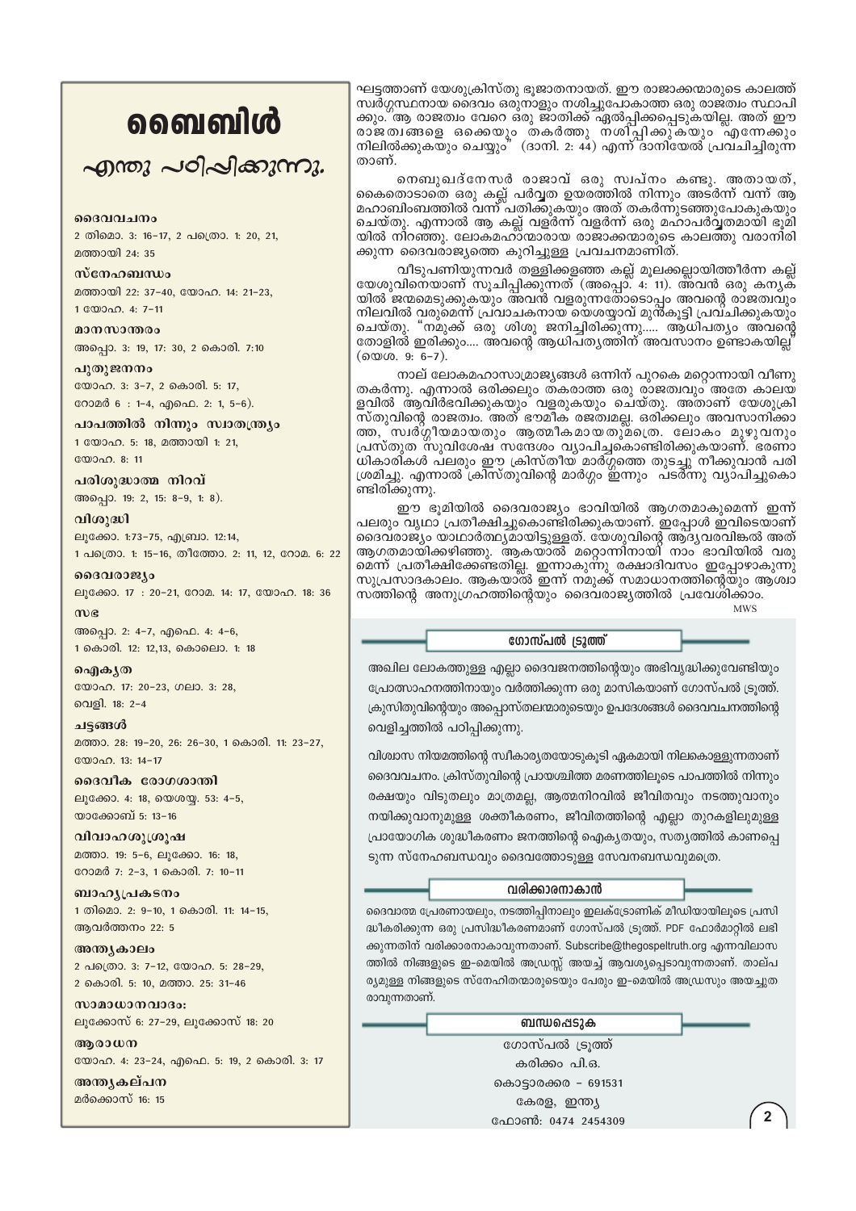ഘട്ടത്താണ് യേശുക്രിസ്തു ഭൂജാതനായത്. ഈ രാജാക്കന്മാരുടെ കാലത്ത് സ്വർഗ്ഗസ്ഥനായ ദൈവം ഒരുനാളും നശിച്ചുപോകാത്ത ഒരു രാജത്വം സ്ഥാപിക്കും. ആ രാജത്വം വേറെ ഒരു ജാതിക്ക് ഏൽപ്പിക്കപ്പെടുകയില്ല. അത് ഈ രാജത്വങ്ങളെ ഒക്കെയും തകർത്തു നശിപ്പിക്കുകയും എന്നേക്കും നിലനിൽക്കുകയും ചെയ്യും" (ദാനി. 2: 44) എന്ന് ദാനിയേൽ പ്രവചിച്ചിരുന്നതാണ്.

നെബുഖദ്നേസർ രാജാവ് ഒരു സ്വപ്നം കണ്ടു. അതായത്, കൈതൊടാതെ ഒരു കല്ല് പർവ്വത ഉയരത്തിൽ നിന്നും അടർന്ന് വന്ന് ആ മഹാബിംബത്തിൽ വന്ന് പതിക്കുകയും അത് തകർന്നുടഞ്ഞുപോകുകയും ചെയ്തു. എന്നാൽ ആ കല്ല് വളർന്ന് വളർന്ന് ഒരു മഹാപർവ്വതമായി ഭൂമിയിൽ നിറഞ്ഞു. ലോകമഹാന്മാരായ രാജാക്കന്മാരുടെ കാലത്തു വരാനിരിക്കുന്ന ദൈവരാജ്യത്തെ കുറിച്ചുള്ള പ്രവചനമാണിത്.

വീടുപണിയുന്നവർ തള്ളിക്കളഞ്ഞ കല്ല് മൂലക്കല്ലായിത്തീർന്ന കല്ല് യേശുവിനെയാണ് സൂചിപ്പിക്കുന്നത് (അപ്പൊ. 4: 11). അവൻ ഒരു കന്യകയിൽ ജന്മമെടുക്കുകയും അവൻ വളരുന്നതോടൊപ്പം അവന്റെ രാജത്വവും നിലവിൽ വരുമെന്ന് പ്രവാചകനായ യെശയ്യാവ് മുൻകൂട്ടി പ്രവചിക്കുകയും ചെയ്തു. "നമുക്ക് ഒരു ശിശു ജനിച്ചിരിക്കുന്നു..... ആധിപത്യം അവന്റെ തോളിൽ ഇരിക്കും.... അവന്റെ ആധിപത്യത്തിന് അവസാനം ഉണ്ടാകയില്ല" (യെശ. 9: 6-7).

നാല് ലോകമഹാസാമ്രാജ്യങ്ങൾ ഒന്നിന് പുറകെ മറ്റൊന്നായി വീണു തകർന്നു. എന്നാൽ ഒരിക്കലും തകരാത്ത ഒരു രാജത്വവും അതേ കാലയളവിൽ ആവിർഭവിക്കുകയും വളരുകയും ചെയ്തു. അതാണ് യേശുക്രിസ്തുവിന്റെ രാജത്വം. അത് ഭൗമീക രജത്വമല്ല. ഒരിക്കലും അവസാനിക്കാത്ത, സ്വർഗ്ഗീയമായതും ആത്മീകമായതുമത്രെ. ലോകം മുഴുവനും പ്രസ്തുത സുവിശേഷ സന്ദേശം വ്യാപിച്ചുകൊണ്ടിരിക്കുകയാണ്. ഭരണാധികാരികൾ പലരും ഈ ക്രിസ്തീയ മാർഗ്ഗത്തെ തുടച്ചു നീക്കുവാൻ പരിശ്രമിച്ചു. എന്നാൽ ക്രിസ്തുവിന്റെ മാർഗ്ഗം ഇന്നും പടർന്നു വ്യാപിച്ചുകൊണ്ടിരിക്കുന്നു.

ഈ ഭൂമിയിൽ ദൈവരാജ്യം ഭാവിയിൽ ആഗതമാകുമെന്ന് ഇന്ന് പലരും വൃഥാ പ്രതീക്ഷിച്ചുകൊണ്ടിരിക്കുകയാണ്. ഇപ്പോൾ ഇവിടെയാണ് ദൈവരാജ്യം യാഥാർത്ഥ്യമായിട്ടുള്ളത്. യേശുവിന്റെ ആദ്യവരവിങ്കൽ അത് ആഗതമായിക്കഴിഞ്ഞു. ആകയാൽ മറ്റൊന്നിനായി നാം ഭാവിയിൽ വരുമെന്ന് പ്രതീക്ഷിക്കേണ്ടതില്ല. ഇന്നാകുന്നു രക്ഷാദിവസം ഇപ്പോഴാകുന്നു സുപ്രസാദകാലം. ആകയാൽ ഇന്ന് നമുക്ക് സമാധാനത്തിന്റെയും ആശ്വാസത്തിന്റെ അനുഗ്രഹത്തിന്റെയും ദൈവരാജ്യത്തിൽ പ്രവേശിക്കാം.

MWS

## ഗോസ്പൽ ട്രൂത്ത്

അഖില ലോകത്തുള്ള എല്ലാ ദൈവജനത്തിന്റെയും അഭിവൃദ്ധിക്കുവേണ്ടിയും പ്രോത്സാഹനത്തിനായും വർത്തിക്കുന്ന ഒരു മാസികയാണ് ഗോസ്പൽ ട്രൂത്ത്. ക്രൂസിതുവിന്റെയും അപ്പൊസ്തലന്മാരുടെയും ഉപദേശങ്ങൾ ദൈവവചനത്തിന്റെ വെളിച്ചത്തിൽ പഠിപ്പിക്കുന്നു.

വിശ്വാസ നിയമത്തിന്റെ സ്വീകാര്യതയോടുകൂടി ഏകമായി നിലകൊള്ളുന്നതാണ് ദൈവവചനം. ക്രിസ്തുവിന്റെ പ്രായശ്ചിത്ത മരണത്തിലൂടെ പാപത്തിൽ നിന്നും രക്ഷയും വിടുതലും മാത്രമല്ല, ആത്മനിറവിൽ ജീവിതവും നടത്തുവാനും നയിക്കുവാനുമുള്ള ശക്തീകരണം, ജീവിതത്തിന്റെ എല്ലാ തുറകളിലുമുള്ള പ്രായോഗിക ശുദ്ധീകരണം ജനത്തിന്റെ ഐക്യതയും, സത്യത്തിൽ കാണപ്പെടുന്ന സ്നേഹബന്ധവും ദൈവത്തോടുള്ള സേവനബന്ധവുമത്രെ.

## വരിക്കാരനാകാൻ

ദൈവാത്മ പ്രേരണായാലും, നടത്തിപ്പിനാലും ഇലക്ട്രോണിക് മീഡിയായിലൂടെ പ്രസിദ്ധീകരിക്കുന്ന ഒരു പ്രസിദ്ധീകരണമാണ് ഗോസ്പൽ ട്രൂത്ത്. PDF ഫോർമാറ്റിൽ ലഭിക്കുന്നതിന് വരിക്കാരനാകാവുന്നതാണ്. Subscribe@thegospeltruth.org എന്നവിലാസത്തിൽ നിങ്ങളുടെ ഇ-മെയിൽ അഡ്രസ്സ് അയച്ച് ആവശ്യപ്പെടാവുന്നതാണ്. താല്പര്യമുള്ള നിങ്ങളുടെ സ്നേഹിതന്മാരുടെയും പേരും ഇ-മെയിൽ അഡ്രസും അയച്ചുതരാവുന്നതാണ്.

## ബന്ധപ്പെടുക

ഗോസ്പൽ ട്രൂത്ത്
കരിക്കം പി.ഒ.
കൊട്ടാരക്കര - 691531
കേരള, ഇന്ത്യ
ഫോൺ: 0474 2454309

# ബൈബിൾ

## എന്തു പഠിപ്പിക്കുന്നു.

**ദൈവവചനം**
2 തിമൊ. 3: 16-17, 2 പത്രൊ. 1: 20, 21, മത്തായി 24: 35

**സ്നേഹബന്ധം**
മത്തായി 22: 37-40, യോഹ. 14: 21-23, 1 യോഹ. 4: 7-11

**മാനസാന്തരം**
അപ്പൊ. 3: 19, 17: 30, 2 കൊരി. 7:10

**പുതുജനനം**
യോഹ. 3: 3-7, 2 കൊരി. 5: 17, റോമർ 6 : 1-4, എഫെ. 2: 1, 5-6).

**പാപത്തിൽ നിന്നും സ്വാതന്ത്ര്യം**
1 യോഹ. 5: 18, മത്തായി 1: 21, യോഹ. 8: 11

**പരിശുദ്ധാത്മ നിറവ്**
അപ്പൊ. 19: 2, 15: 8-9, 1: 8).

**വിശുദ്ധി**
ലൂക്കോ. 1:73-75, എബ്രാ. 12:14, 1 പത്രൊ. 1: 15-16, തീത്തോ. 2: 11, 12, റോമ. 6: 22

**ദൈവരാജ്യം**
ലൂക്കോ. 17 : 20-21, റോമ. 14: 17, യോഹ. 18: 36

**സഭ**
അപ്പൊ. 2: 4-7, എഫെ. 4: 4-6, 1 കൊരി. 12: 12,13, കൊലൊ. 1: 18

**ഐക്യത**
യോഹ. 17: 20-23, ഗലാ. 3: 28, വെളി. 18: 2-4

**ചട്ടങ്ങൾ**
മത്താ. 28: 19-20, 26: 26-30, 1 കൊരി. 11: 23-27, യോഹ. 13: 14-17

**ദൈവീക രോഗശാന്തി**
ലൂക്കോ. 4: 18, യെശയ്യ. 53: 4-5, യാക്കോബ് 5: 13-16

**വിവാഹശുശ്രൂഷ**
മത്താ. 19: 5-6, ലൂക്കോ. 16: 18, റോമർ 7: 2-3, 1 കൊരി. 7: 10-11

**ബാഹ്യപ്രകടനം**
1 തിമൊ. 2: 9-10, 1 കൊരി. 11: 14-15, ആവർത്തനം 22: 5

**അന്ത്യകാലം**
2 പത്രൊ. 3: 7-12, യോഹ. 5: 28-29, 2 കൊരി. 5: 10, മത്താ. 25: 31-46

**സാമാധാനവാദം:**
ലൂക്കോസ് 6: 27-29, ലൂക്കോസ് 18: 20

**ആരാധന**
യോഹ. 4: 23-24, എഫെ. 5: 19, 2 കൊരി. 3: 17

**അന്ത്യകല്പന**
മർക്കൊസ് 16: 15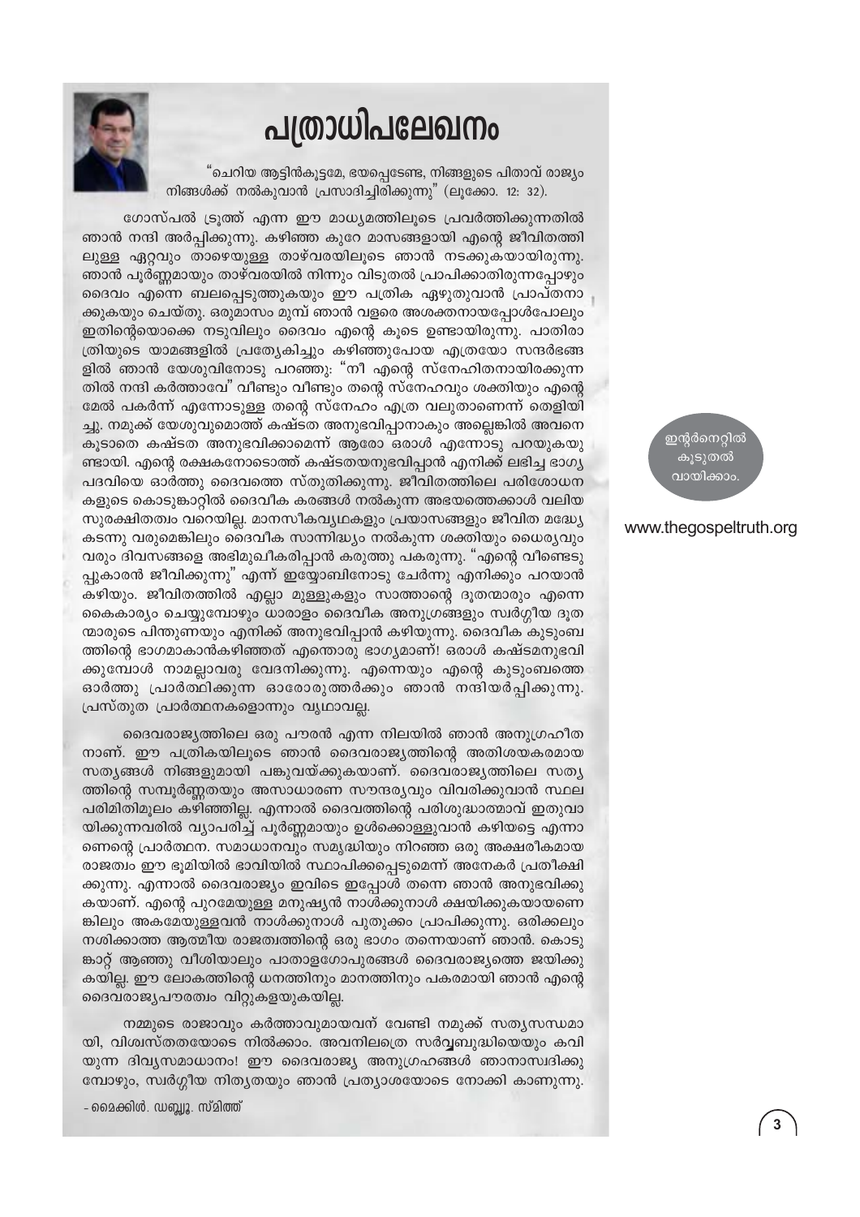# പത്രാധിപലേഖനം

"ചെറിയ ആട്ടിൻകൂട്ടമേ, ഭയപ്പെടേണ്ട, നിങ്ങളുടെ പിതാവ് രാജ്യം നിങ്ങൾക്ക് നൽകുവാൻ പ്രസാദിച്ചിരിക്കുന്നു" (ലൂക്കോ. 12: 32).

ഗോസ്പൽ ട്രൂത്ത് എന്ന ഈ മാധ്യമത്തിലൂടെ പ്രവർത്തിക്കുന്നതിൽ ഞാൻ നന്ദി അർപ്പിക്കുന്നു. കഴിഞ്ഞ കുറേ മാസങ്ങളായി എന്റെ ജീവിതത്തിലുള്ള ഏറ്റവും താഴെയുള്ള താഴ്‌വരയിലൂടെ ഞാൻ നടക്കുകയായിരുന്നു. ഞാൻ പൂർണ്ണമായും താഴ്‌വരയിൽ നിന്നും വിടുതൽ പ്രാപിക്കാതിരുന്നപ്പോഴും ദൈവം എന്നെ ബലപ്പെടുത്തുകയും ഈ പത്രിക എഴുതുവാൻ പ്രാപ്തനാക്കുകയും ചെയ്തു. ഒരുമാസം മുമ്പ് ഞാൻ വളരെ അശക്തനായപ്പോൾപോലും ഇതിന്റെയൊക്കെ നടുവിലും ദൈവം എന്റെ കൂടെ ഉണ്ടായിരുന്നു. പാതിരാത്രിയുടെ യാമങ്ങളിൽ പ്രത്യേകിച്ചും കഴിഞ്ഞുപോയ എത്രയോ സന്ദർഭങ്ങളിൽ ഞാൻ യേശുവിനോടു പറഞ്ഞു: "നീ എന്റെ സ്നേഹിതനായിരക്കുന്നതിൽ നന്ദി കർത്താവേ" വീണ്ടും വീണ്ടും തന്റെ സ്നേഹവും ശക്തിയും എന്റെ മേൽ പകർന്ന് എന്നോടുള്ള തന്റെ സ്നേഹം എത്ര വലുതാണെന്ന് തെളിയിച്ചു. നമുക്ക് യേശുവുമൊത്ത് കഷ്ടത അനുഭവിപ്പാനാകും അല്ലെങ്കിൽ അവനെ കൂടാതെ കഷ്ടത അനുഭവിക്കാമെന്ന് ആരോ ഒരാൾ എന്നോടു പറയുകയുണ്ടായി. എന്റെ രക്ഷകനോടൊത്ത് കഷ്ടതയനുഭവിപ്പാൻ എനിക്ക് ലഭിച്ച ഭാഗ്യപദവിയെ ഓർത്തു ദൈവത്തെ സ്തുതിക്കുന്നു. ജീവിതത്തിലെ പരിശോധനകളുടെ കൊടുങ്കാറ്റിൽ ദൈവീക കരങ്ങൾ നൽകുന്ന അഭയത്തെക്കാൾ വലിയ സുരക്ഷിതത്വം വറെയില്ല. മാനസീകവ്യഥകളും പ്രയാസങ്ങളും ജീവിത മദ്ധ്യേ കടന്നു വരുമെങ്കിലും ദൈവീക സാന്നിദ്ധ്യം നൽകുന്ന ശക്തിയും ധൈര്യവും വരും ദിവസങ്ങളെ അഭിമുഖീകരിപ്പാൻ കരുത്തു പകരുന്നു. "എന്റെ വീണ്ടെടുപ്പുകാരൻ ജീവിക്കുന്നു" എന്ന് ഇയ്യോബിനോടു ചേർന്നു എനിക്കും പറയാൻ കഴിയും. ജീവിതത്തിൽ എല്ലാ മുള്ളുകളും സാത്താന്റെ ദൂതന്മാരും എന്നെ കൈകാര്യം ചെയ്യുമ്പോഴും ധാരാളം ദൈവീക അനുഗ്രഹങ്ങളും സ്വർഗ്ഗീയ ദൂതന്മാരുടെ പിന്തുണയും എനിക്ക് അനുഭവിപ്പാൻ കഴിയുന്നു. ദൈവീക കുടുംബത്തിന്റെ ഭാഗമാകാൻകഴിഞ്ഞത് എന്തൊരു ഭാഗ്യമാണ്! ഒരാൾ കഷ്ടമനുഭവിക്കുമ്പോൾ നാമല്ലാവരു വേദനിക്കുന്നു. എന്നെയും എന്റെ കുടുംബത്തെ ഓർത്തു പ്രാർത്ഥിക്കുന്ന ഓരോരുത്തർക്കും ഞാൻ നന്ദിയർപ്പിക്കുന്നു. പ്രസ്തുത പ്രാർത്ഥനകളൊന്നും വ്യഥാവല്ല.

ദൈവരാജ്യത്തിലെ ഒരു പൗരൻ എന്ന നിലയിൽ ഞാൻ അനുഗ്രഹീതനാണ്. ഈ പത്രികയിലൂടെ ഞാൻ ദൈവരാജ്യത്തിന്റെ അതിശയകരമായ സത്യങ്ങൾ നിങ്ങളുമായി പങ്കുവയ്ക്കുകയാണ്. ദൈവരാജ്യത്തിലെ സത്യത്തിന്റെ സമ്പൂർണ്ണതയും അസാധാരണ സൗന്ദര്യവും വിവരിക്കുവാൻ സ്ഥലപരിമിതിമൂലം കഴിഞ്ഞില്ല. എന്നാൽ ദൈവത്തിന്റെ പരിശുദ്ധാത്മാവ് ഇതുവായിക്കുന്നവരിൽ വ്യാപരിച്ച് പൂർണ്ണമായും ഉൾക്കൊള്ളുവാൻ കഴിയട്ടെ എന്നാണെന്റെ പ്രാർത്ഥന. സമാധാനവും സമൃദ്ധിയും നിറഞ്ഞ ഒരു അക്ഷരീകമായ രാജത്വം ഈ ഭൂമിയിൽ ഭാവിയിൽ സ്ഥാപിക്കപ്പെടുമെന്ന് അനേകർ പ്രതീക്ഷിക്കുന്നു. എന്നാൽ ദൈവരാജ്യം ഇവിടെ ഇപ്പോൾ തന്നെ ഞാൻ അനുഭവിക്കുകയാണ്. എന്റെ പുറമേയുള്ള മനുഷ്യൻ നാൾക്കുനാൾ ക്ഷയിക്കുകയായണെങ്കിലും അകമേയുള്ളവൻ നാൾക്കുനാൾ പുതുക്കം പ്രാപിക്കുന്നു. ഒരിക്കലും നശിക്കാത്ത ആത്മീയ രാജത്വത്തിന്റെ ഒരു ഭാഗം തന്നെയാണ് ഞാൻ. കൊടുങ്കാറ്റ് ആഞ്ഞു വീശിയാലും പാതാളഗോപുരങ്ങൾ ദൈവരാജ്യത്തെ ജയിക്കുകയില്ല. ഈ ലോകത്തിന്റെ ധനത്തിനും മാനത്തിനും പകരമായി ഞാൻ എന്റെ ദൈവരാജ്യപൗരത്വം വിറ്റുകളയുകയില്ല.

നമ്മുടെ രാജാവും കർത്താവുമായവന് വേണ്ടി നമുക്ക് സത്യസന്ധമായി, വിശ്വസ്തതയോടെ നിൽക്കാം. അവനിലത്രെ സർവ്വബുദ്ധിയെയും കവിയുന്ന ദിവ്യസമാധാനം! ഈ ദൈവരാജ്യ അനുഗ്രഹങ്ങൾ ഞാനാസ്വദിക്കുമ്പോഴും, സ്വർഗ്ഗീയ നിത്യതയും ഞാൻ പ്രത്യാശയോടെ നോക്കി കാണുന്നു.

- മൈക്കിൾ. ഡബ്ല്യൂ. സ്മിത്ത്

ഇന്റർനെറ്റിൽ കൂടുതൽ വായിക്കാം.

www.thegospeltruth.org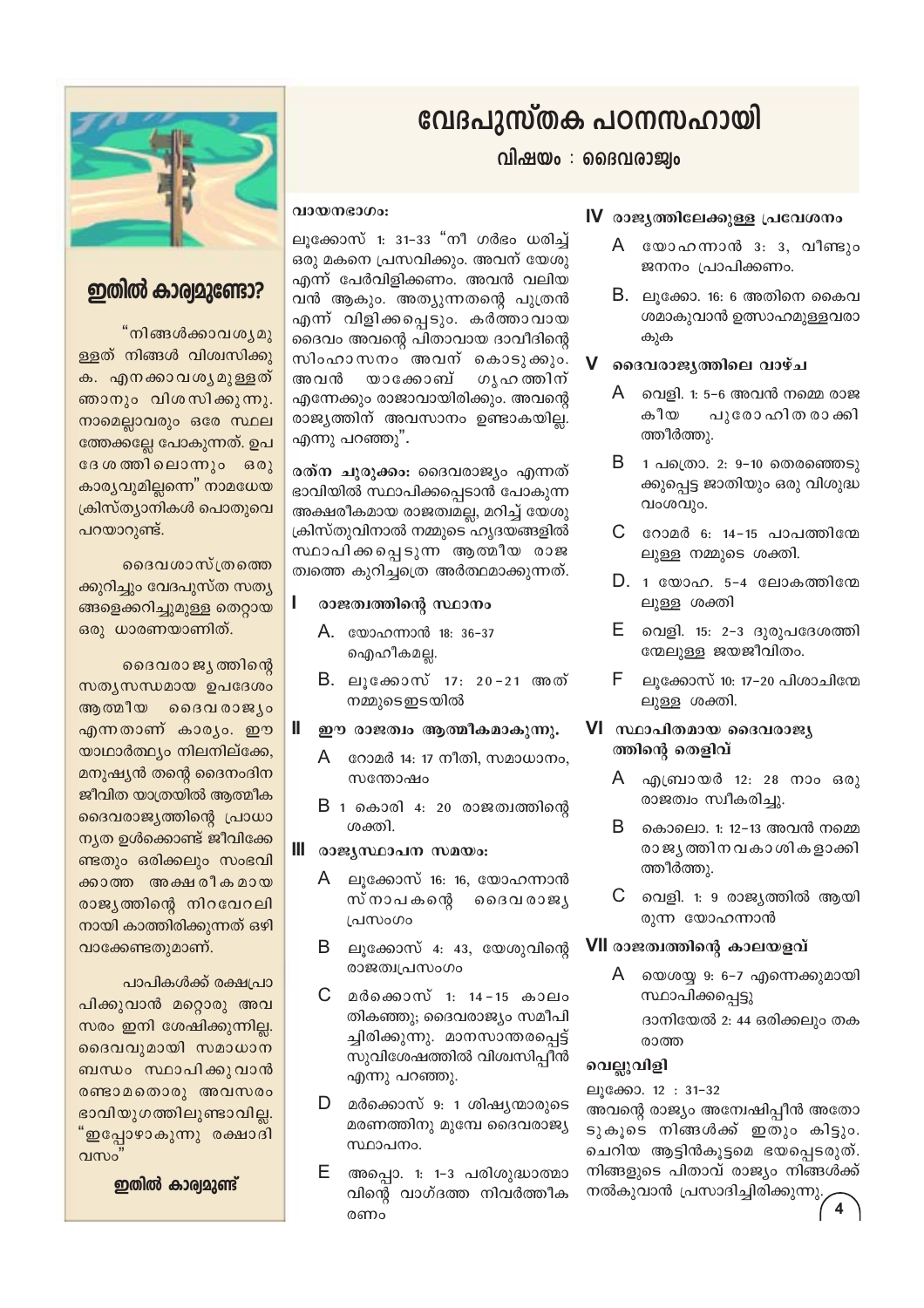# വേദപുസ്തക പഠനസഹായി

## വിഷയം : ദൈവരാജ്യം

**വായനഭാഗം:**

ലൂക്കോസ് 1: 31–33 "നീ ഗർഭം ധരിച്ച് ഒരു മകനെ പ്രസവിക്കും. അവന് യേശു എന്ന് പേർവിളിക്കണം. അവൻ വലിയവൻ ആകും. അത്യുന്നതന്റെ പുത്രൻ എന്ന് വിളിക്കപ്പെടും. കർത്താവായ ദൈവം അവന്റെ പിതാവായ ദാവീദിന്റെ സിംഹാസനം അവന് കൊടുക്കും. അവൻ യാക്കോബ് ഗൃഹത്തിന് എന്നേക്കും രാജാവായിരിക്കും. അവന്റെ രാജ്യത്തിന് അവസാനം ഉണ്ടാകയില്ല. എന്നു പറഞ്ഞു".

**രത്ന ചുരുക്കം:** ദൈവരാജ്യം എന്നത് ഭാവിയിൽ സ്ഥാപിക്കപ്പെടാൻ പോകുന്ന അക്ഷരീകമായ രാജത്വമല്ല, മറിച്ച് യേശു ക്രിസ്തുവിനാൽ നമ്മുടെ ഹൃദയങ്ങളിൽ സ്ഥാപിക്കപ്പെടുന്ന ആത്മീയ രാജത്വത്തെ കുറിച്ചത്രെ അർത്ഥമാക്കുന്നത്.

### I രാജത്വത്തിന്റെ സ്ഥാനം

- A. യോഹന്നാൻ 18: 36–37 ഐഹികമല്ല.
- B. ലൂക്കോസ് 17: 20–21 അത് നമ്മുടെഇടയിൽ

### II ഈ രാജത്വം ആത്മീകമാകുന്നു.

- A റോമർ 14: 17 നീതി, സമാധാനം, സന്തോഷം
- B 1 കൊരി 4: 20 രാജത്വത്തിന്റെ ശക്തി.

### III രാജ്യസ്ഥാപന സമയം:

- A ലൂക്കോസ് 16: 16, യോഹന്നാൻ സ്നാപകന്റെ ദൈവരാജ്യ പ്രസംഗം
- B ലൂക്കോസ് 4: 43, യേശുവിന്റെ രാജത്വപ്രസംഗം
- C മർക്കൊസ് 1: 14–15 കാലം തികഞ്ഞു; ദൈവരാജ്യം സമീപിച്ചിരിക്കുന്നു. മാനസാന്തരപ്പെട്ട് സുവിശേഷത്തിൽ വിശ്വസിപ്പീൻ എന്നു പറഞ്ഞു.
- D മർക്കൊസ് 9: 1 ശിഷ്യന്മാരുടെ മരണത്തിനു മുമ്പേ ദൈവരാജ്യ സ്ഥാപനം.
- E അപ്പൊ. 1: 1–3 പരിശുദ്ധാത്മാവിന്റെ വാഗ്ദത്ത നിവർത്തീകരണം

### IV രാജ്യത്തിലേക്കുള്ള പ്രവേശനം

- A യോഹന്നാൻ 3: 3, വീണ്ടും ജനനം പ്രാപിക്കണം.
- B. ലൂക്കോ. 16: 6 അതിനെ കൈവശമാകുവാൻ ഉത്സാഹമുള്ളവരാകുക

### V ദൈവരാജ്യത്തിലെ വാഴ്ച

- A വെളി. 1: 5–6 അവൻ നമ്മെ രാജകീയ പുരോഹിതരാക്കിത്തീർത്തു.
- B 1 പത്രൊ. 2: 9–10 തെരഞ്ഞെടുക്കപ്പെട്ട ജാതിയും ഒരു വിശുദ്ധ വംശവും.
- C റോമർ 6: 14–15 പാപത്തിന്മേലുള്ള നമ്മുടെ ശക്തി.
- D. 1 യോഹ. 5–4 ലോകത്തിന്മേലുള്ള ശക്തി
- E വെളി. 15: 2–3 ദുരുപദേശത്തിന്മേലുള്ള ജയജീവിതം.
- F ലൂക്കോസ് 10: 17–20 പിശാചിന്മേലുള്ള ശക്തി.

### VI സ്ഥാപിതമായ ദൈവരാജ്യത്തിന്റെ തെളിവ്

- A എബ്രായർ 12: 28 നാം ഒരു രാജത്വം സ്വീകരിച്ചു.
- B കൊലൊ. 1: 12–13 അവൻ നമ്മെ രാജ്യത്തിനവകാശികളാക്കിത്തീർത്തു.
- C വെളി. 1: 9 രാജ്യത്തിൽ ആയിരുന്ന യോഹന്നാൻ

### VII രാജത്വത്തിന്റെ കാലയളവ്

- A യെശയ്യ 9: 6–7 എന്നെക്കുമായി സ്ഥാപിക്കപ്പെട്ടു
  ദാനിയേൽ 2: 44 ഒരിക്കലും തകരാത്ത

### വെല്ലുവിളി

ലൂക്കോ. 12 : 31–32
അവന്റെ രാജ്യം അന്വേഷിപ്പീൻ അതോടുകൂടെ നിങ്ങൾക്ക് ഇതും കിട്ടും. ചെറിയ ആട്ടിൻകൂട്ടമെ ഭയപ്പെടരുത്. നിങ്ങളുടെ പിതാവ് രാജ്യം നിങ്ങൾക്ക് നൽകുവാൻ പ്രസാദിച്ചിരിക്കുന്നു.

---

## ഇതിൽ കാര്യമുണ്ടോ?

"നിങ്ങൾക്കാവശ്യമുള്ളത് നിങ്ങൾ വിശ്വസിക്കുക. എനക്കാവശ്യമുള്ളത് ഞാനും വിശസിക്കുന്നു. നാമെല്ലാവരും ഒരേ സ്ഥലത്തേക്കല്ലേ പോകുന്നത്. ഉപദേശത്തിലൊന്നും ഒരു കാര്യവുമില്ലന്നെ" നാമധേയ ക്രിസ്ത്യാനികൾ പൊതുവെ പറയാറുണ്ട്.

ദൈവശാസ്ത്രത്തെക്കുറിച്ചും വേദപുസ്ത സത്യങ്ങളെക്കറിച്ചുമുള്ള തെറ്റായ ഒരു ധാരണയാണിത്.

ദൈവരാജ്യത്തിന്റെ സത്യസന്ധമായ ഉപദേശം ആത്മീയ ദൈവരാജ്യം എന്നതാണ് കാര്യം. ഈ യാഥാർത്ഥ്യം നിലനില്ക്കേ, മനുഷ്യൻ തന്റെ ദൈനംദിന ജീവിത യാത്രയിൽ ആത്മീക ദൈവരാജ്യത്തിന്റെ പ്രാധാന്യത ഉൾക്കൊണ്ട് ജീവിക്കേണ്ടതും ഒരിക്കലും സംഭവിക്കാത്ത അക്ഷരീകമായ രാജ്യത്തിന്റെ നിറവേറലിനായി കാത്തിരിക്കുന്നത് ഒഴിവാക്കേണ്ടതുമാണ്.

പാപികൾക്ക് രക്ഷപ്രാപിക്കുവാൻ മറ്റൊരു അവസരം ഇനി ശേഷിക്കുന്നില്ല. ദൈവവുമായി സമാധാനബന്ധം സ്ഥാപിക്കുവാൻ രണ്ടാമതൊരു അവസരം ഭാവിയുഗത്തിലുണ്ടാവില്ല. "ഇപ്പോഴാകുന്നു രക്ഷാദിവസം"

**ഇതിൽ കാര്യമുണ്ട്**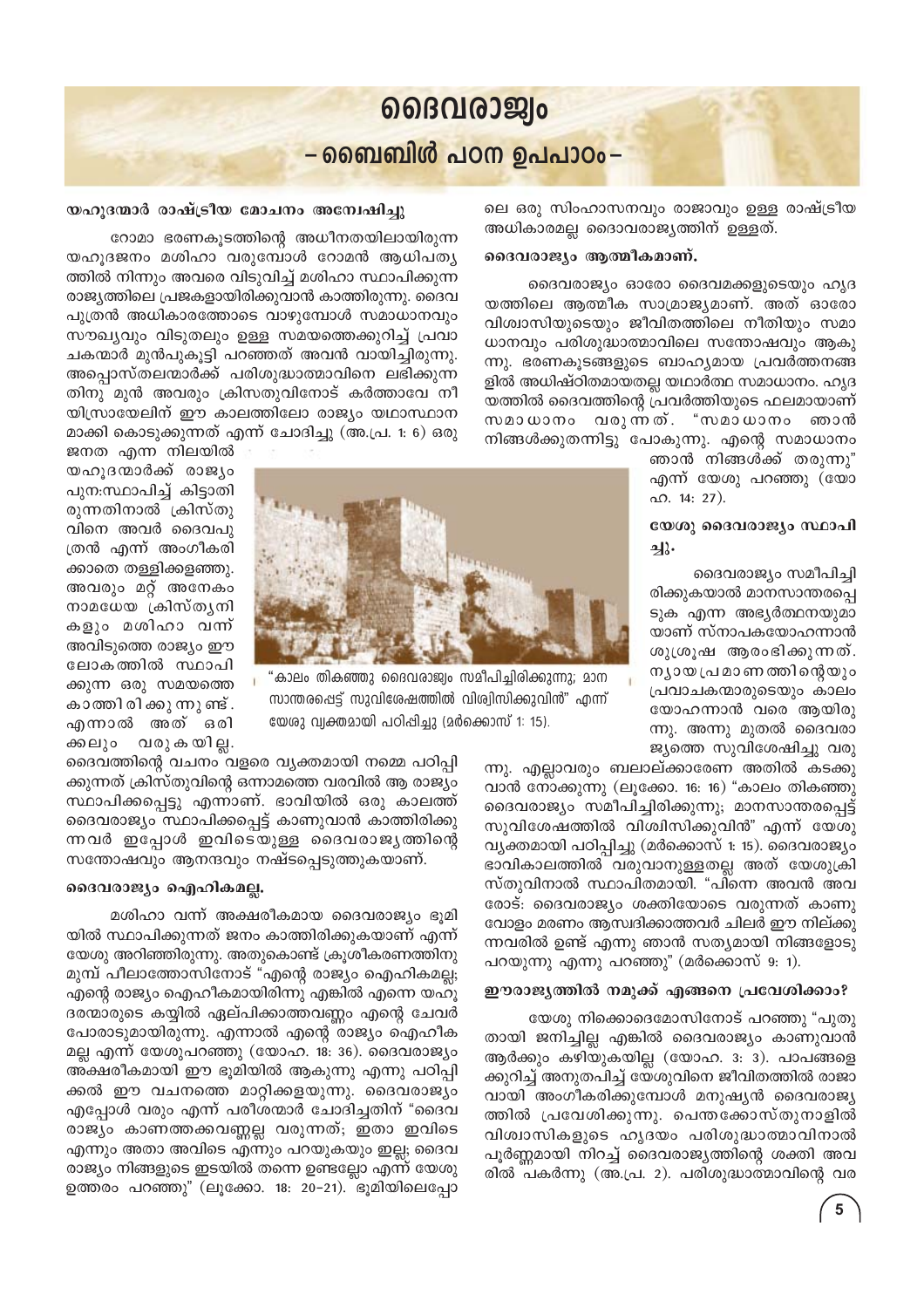# ദൈവരാജ്യം

## – ബൈബിൾ പഠന ഉപപാഠം –

### യഹൂദന്മാർ രാഷ്ട്രീയ മോചനം അന്വേഷിച്ചു

റോമാ ഭരണകൂടത്തിന്റെ അധീനതയിലായിരുന്ന യഹൂദജനം മശിഹാ വരുമ്പോൾ റോമൻ ആധിപത്യത്തിൽ നിന്നും അവരെ വിടുവിച്ച് മശിഹാ സ്ഥാപിക്കുന്ന രാജ്യത്തിലെ പ്രജകളായിരിക്കുവാൻ കാത്തിരുന്നു. ദൈവപുത്രൻ അധികാരത്തോടെ വാഴുമ്പോൾ സമാധാനവും സൗഖ്യവും വിടുതലും ഉള്ള സമയത്തെക്കുറിച്ച് പ്രവാചകന്മാർ മുൻപുകൂട്ടി പറഞ്ഞത് അവൻ വായിച്ചിരുന്നു. അപ്പൊസ്തലന്മാർക്ക് പരിശുദ്ധാത്മാവിനെ ലഭിക്കുന്നതിനു മുൻ അവരും ക്രിസ്തുവിനോട് കർത്താവേ നീ യിസ്രായേലിന് ഈ കാലത്തിലോ രാജ്യം യഥാസ്ഥാനമാക്കി കൊടുക്കുന്നത് എന്ന് ചോദിച്ചു (അ.പ്ര. 1: 6) ഒരു ജനത എന്ന നിലയിൽ യഹൂദന്മാർക്ക് രാജ്യം പുനഃസ്ഥാപിച്ച് കിട്ടാതിരുന്നതിനാൽ ക്രിസ്തുവിനെ അവർ ദൈവപുത്രൻ എന്ന് അംഗീകരിക്കാതെ തള്ളിക്കളഞ്ഞു. അവരും മറ്റ് അനേകം നാമധേയ ക്രിസ്ത്യനികളും മശിഹാ വന്ന് അവിടുത്തെ രാജ്യം ഈ ലോകത്തിൽ സ്ഥാപിക്കുന്ന ഒരു സമയത്തെ കാത്തിരിക്കുന്നുണ്ട്. എന്നാൽ അത് ഒരിക്കലും വരുകയില്ല. ദൈവത്തിന്റെ വചനം വളരെ വ്യക്തമായി നമ്മെ പഠിപ്പിക്കുന്നത് ക്രിസ്തുവിന്റെ ഒന്നാമത്തെ വരവിൽ ആ രാജ്യം സ്ഥാപിക്കപ്പെട്ടു എന്നാണ്. ഭാവിയിൽ ഒരു കാലത്ത് ദൈവരാജ്യം സ്ഥാപിക്കപ്പെട്ട് കാണുവാൻ കാത്തിരിക്കുന്നവർ ഇപ്പോൾ ഇവിടെയുള്ള ദൈവരാജ്യത്തിന്റെ സന്തോഷവും ആനന്ദവും നഷ്ടപ്പെടുത്തുകയാണ്.

"കാലം തികഞ്ഞു ദൈവരാജ്യം സമീപിച്ചിരിക്കുന്നു; മാനസാന്തരപ്പെട്ട് സുവിശേഷത്തിൽ വിശ്വസിക്കുവിൻ" എന്ന് യേശു വ്യക്തമായി പഠിപ്പിച്ചു (മർക്കൊസ് 1: 15).

### ദൈവരാജ്യം ഐഹികമല്ല.

മശിഹാ വന്ന് അക്ഷരീകമായ ദൈവരാജ്യം ഭൂമിയിൽ സ്ഥാപിക്കുന്നത് ജനം കാത്തിരിക്കുകയാണ് എന്ന് യേശു അറിഞ്ഞിരുന്നു. അതുകൊണ്ട് ക്രൂശീകരണത്തിനു മുമ്പ് പീലാത്തോസിനോട് "എന്റെ രാജ്യം ഐഹികമല്ല; എന്റെ രാജ്യം ഐഹീകമായിരിന്നു എങ്കിൽ എന്നെ യഹൂദന്മാരുടെ കയ്യിൽ ഏല്പിക്കാത്തവണ്ണം എന്റെ ചേവർ പോരാടുമായിരുന്നു. എന്നാൽ എന്റെ രാജ്യം ഐഹീകമല്ല എന്ന് യേശുപറഞ്ഞു (യോഹ. 18: 36). ദൈവരാജ്യം അക്ഷരീകമായി ഈ ഭൂമിയിൽ ആകുന്നു എന്നു പഠിപ്പിക്കൽ ഈ വചനത്തെ മാറ്റിക്കളയുന്നു. ദൈവരാജ്യം എപ്പോൾ വരും എന്ന് പരീശന്മാർ ചോദിച്ചതിന് "ദൈവരാജ്യം കാണത്തക്കവണ്ണമല്ല വരുന്നത്; ഇതാ ഇവിടെ എന്നും അതാ അവിടെ എന്നും പറയുകയും ഇല്ല; ദൈവരാജ്യം നിങ്ങളുടെ ഇടയിൽ തന്നെ ഉണ്ടല്ലോ എന്ന് യേശു ഉത്തരം പറഞ്ഞു" (ലൂക്കോ. 18: 20–21). ഭൂമിയിലെപ്പോലെ ഒരു സിംഹാസനവും രാജാവും ഉള്ള രാഷ്ട്രീയ അധികാരമല്ല ദൈവരാജ്യത്തിന് ഉള്ളത്.

### ദൈവരാജ്യം ആത്മീകമാണ്.

ദൈവരാജ്യം ഓരോ ദൈവമക്കളുടെയും ഹൃദയത്തിലെ ആത്മീക സാമ്രാജ്യമാണ്. അത് ഓരോ വിശ്വാസിയുടെയും ജീവിതത്തിലെ നീതിയും സമാധാനവും പരിശുദ്ധാത്മാവിലെ സന്തോഷവും ആകുന്നു. ഭരണകൂടങ്ങളുടെ ബാഹ്യമായ പ്രവർത്തനങ്ങളിൽ അധിഷ്ഠിതമായതല്ല യഥാർത്ഥ സമാധാനം. ഹൃദയത്തിൽ ദൈവത്തിന്റെ പ്രവർത്തിയുടെ ഫലമായാണ് സമാധാനം വരുന്നത്. "സമാധാനം ഞാൻ നിങ്ങൾക്കുതന്നിട്ടു പോകുന്നു. എന്റെ സമാധാനം ഞാൻ നിങ്ങൾക്ക് തരുന്നു" എന്ന് യേശു പറഞ്ഞു (യോഹ. 14: 27).

### യേശു ദൈവരാജ്യം സ്ഥാപിച്ചു.

ദൈവരാജ്യം സമീപിച്ചിരിക്കുകയാൽ മാനസാന്തരപ്പെടുക എന്ന അഭ്യർത്ഥനയുമായാണ് സ്നാപകയോഹന്നാൻ ശുശ്രൂഷ ആരംഭിക്കുന്നത്. ന്യായപ്രമാണത്തിന്റെയും പ്രവാചകന്മാരുടെയും കാലം യോഹന്നാൻ വരെ ആയിരുന്നു. അന്നു മുതൽ ദൈവരാജ്യത്തെ സുവിശേഷിച്ചു വരുന്നു. എല്ലാവരും ബലാല്ക്കാരേണ അതിൽ കടക്കുവാൻ നോക്കുന്നു (ലൂക്കോ. 16: 16) "കാലം തികഞ്ഞു ദൈവരാജ്യം സമീപിച്ചിരിക്കുന്നു; മാനസാന്തരപ്പെട്ട് സുവിശേഷത്തിൽ വിശ്വസിക്കുവിൻ" എന്ന് യേശു വ്യക്തമായി പഠിപ്പിച്ചു (മർക്കൊസ് 1: 15). ദൈവരാജ്യം ഭാവികാലത്തിൽ വരുവാനുള്ളതല്ല അത് യേശുക്രിസ്തുവിനാൽ സ്ഥാപിതമായി. "പിന്നെ അവൻ അവരോട്: ദൈവരാജ്യം ശക്തിയോടെ വരുന്നത് കാണുവോളം മരണം ആസ്വദിക്കാത്തവർ ചിലർ ഈ നില്ക്കുന്നവരിൽ ഉണ്ട് എന്നു ഞാൻ സത്യമായി നിങ്ങളോടു പറയുന്നു എന്നു പറഞ്ഞു" (മർക്കൊസ് 9: 1).

### ഈരാജ്യത്തിൽ നമുക്ക് എങ്ങനെ പ്രവേശിക്കാം?

യേശു നിക്കൊദെമോസിനോട് പറഞ്ഞു "പുതുതായി ജനിച്ചില്ല എങ്കിൽ ദൈവരാജ്യം കാണുവാൻ ആർക്കും കഴിയുകയില്ല (യോഹ. 3: 3). പാപങ്ങളെക്കുറിച്ച് അനുതപിച്ച് യേശുവിനെ ജീവിതത്തിൽ രാജാവായി അംഗീകരിക്കുമ്പോൾ മനുഷ്യൻ ദൈവരാജ്യത്തിൽ പ്രവേശിക്കുന്നു. പെന്തക്കോസ്തുനാളിൽ വിശ്വാസികളുടെ ഹൃദയം പരിശുദ്ധാത്മാവിനാൽ പൂർണ്ണമായി നിറച്ച് ദൈവരാജ്യത്തിന്റെ ശക്തി അവരിൽ പകർന്നു (അ.പ്ര. 2). പരിശുദ്ധാത്മാവിന്റെ വര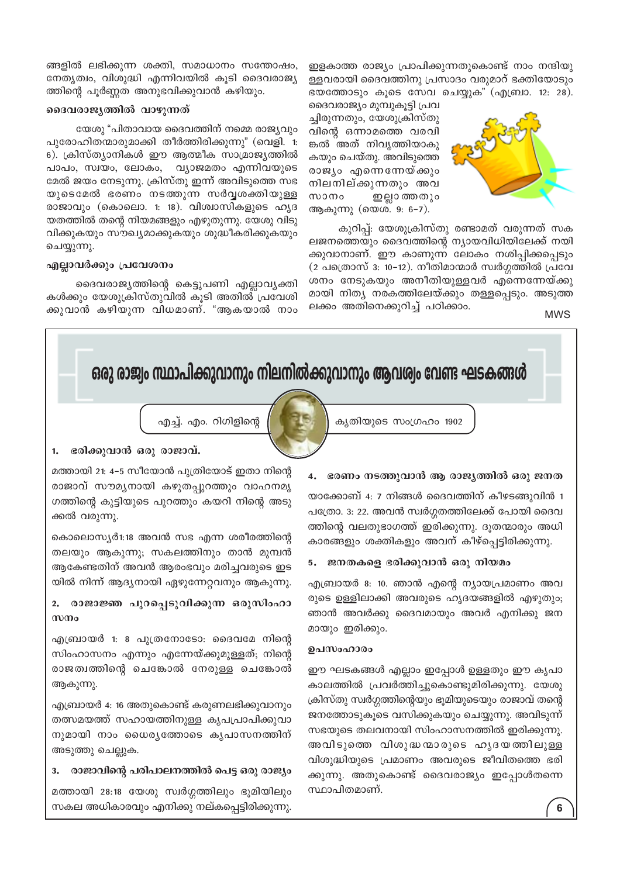ങ്ങളിൽ ലഭിക്കുന്ന ശക്തി, സമാധാനം സന്തോഷം, നേതൃത്വം, വിശുദ്ധി എന്നിവയിൽ കൂടി ദൈവരാജ്യത്തിന്റെ പൂർണ്ണത അനുഭവിക്കുവാൻ കഴിയും.

### ദൈവരാജ്യത്തിൽ വാഴുന്നത്

യേശു "പിതാവായ ദൈവത്തിന് നമ്മെ രാജ്യവും പുരോഹിതന്മാരുമാക്കി തീർത്തിരിക്കുന്നു" (വെളി. 1: 6). ക്രിസ്ത്യാനികൾ ഈ ആത്മീക സാമ്രാജ്യത്തിൽ പാപം, സ്വയം, ലോകം, വ്യാജമതം എന്നിവയുടെ മേൽ ജയം നേടുന്നു. ക്രിസ്തു ഇന്ന് അവിടുത്തെ സഭയുടെമേൽ ഭരണം നടത്തുന്ന സർവ്വശക്തിയുള്ള രാജാവും (കൊലൊ. 1: 18). വിശ്വാസികളുടെ ഹൃദയത്തിൽ തന്റെ നിയമങ്ങളും എഴുതുന്നു. യേശു വിടുവിക്കുകയും സൗഖ്യമാക്കുകയും ശുദ്ധീകരിക്കുകയും ചെയ്യുന്നു.

### എല്ലാവർക്കും പ്രവേശനം

ദൈവരാജ്യത്തിന്റെ കെട്ടുപണി എല്ലാവ്യക്തികൾക്കും യേശുക്രിസ്തുവിൽ കൂടി അതിൽ പ്രവേശിക്കുവാൻ കഴിയുന്ന വിധമാണ്. "ആകയാൽ നാം ഇളകാത്ത രാജ്യം പ്രാപിക്കുന്നതുകൊണ്ട് നാം നന്ദിയുള്ളവരായി ദൈവത്തിനു പ്രസാദം വരുമാറ് ഭക്തിയോടും ഭയത്തോടും കൂടെ സേവ ചെയ്യുക" (എബ്രാ. 12: 28).

ദൈവരാജ്യം മുമ്പുകൂട്ടി പ്രവചിരുന്നതും, യേശുക്രിസ്തുവിന്റെ ഒന്നാമത്തെ വരവിങ്കൽ അത് നിവൃത്തിയാകുകയും ചെയ്തു. അവിടുത്തെ രാജ്യം എന്നെന്നേയ്ക്കും നിലനില്ക്കുന്നതും അവസാനം ഇല്ലാത്തതും ആകുന്നു (യെശ. 9: 6-7).

കുറിപ്പ്: യേശുക്രിസ്തു രണ്ടാമത് വരുന്നത് സകലജനത്തെയും ദൈവത്തിന്റെ ന്യായവിധിയിലേക്ക് നയിക്കുവാനാണ്. ഈ കാണുന്ന ലോകം നശിപ്പിക്കപ്പെടും (2 പത്രൊസ് 3: 10-12). നീതിമാന്മാർ സ്വർഗ്ഗത്തിൽ പ്രവേശനം നേടുകയും അനീതിയുള്ളവർ എന്നെന്നേയ്ക്കുമായി നിത്യ നരകത്തിലേയ്ക്കും തള്ളപ്പെടും. അടുത്ത ലക്കം അതിനെക്കുറിച്ച് പഠിക്കാം.

MWS

## ഒരു രാജ്യം സ്ഥാപിക്കുവാനും നിലനിൽക്കുവാനും ആവശ്യം വേണ്ട ഘടകങ്ങൾ

എച്ച്. എം. റിഗിളിന്റെ കൃതിയുടെ സംഗ്രഹം 1902

### 1. ഭരിക്കുവാൻ ഒരു രാജാവ്.

മത്തായി 21: 4-5 സീയോൻ പുത്രിയോട് ഇതാ നിന്റെ രാജാവ് സൗമ്യനായി കഴുതപ്പുറത്തും വാഹനമൃഗത്തിന്റെ കുട്ടിയുടെ പുറത്തും കയറി നിന്റെ അടുക്കൽ വരുന്നു.

കൊലൊസ്യർ1:18 അവൻ സഭ എന്ന ശരീരത്തിന്റെ തലയും ആകുന്നു; സകലത്തിനും താൻ മുമ്പൻ ആകേണ്ടതിന് അവൻ ആരംഭവും മരിച്ചവരുടെ ഇടയിൽ നിന്ന് ആദ്യനായി ഏഴുന്നേറ്റവനും ആകുന്നു.

### 2. രാജാജ്ഞ പുറപ്പെടുവിക്കുന്ന ഒരുസിംഹാസനം

എബ്രായർ 1: 8 പുത്രനോടോ: ദൈവമേ നിന്റെ സിംഹാസനം എന്നും എന്നേയ്ക്കുമുള്ളത്; നിന്റെ രാജത്വത്തിന്റെ ചെങ്കോൽ നേരുള്ള ചെങ്കോൽ ആകുന്നു.

എബ്രായർ 4: 16 അതുകൊണ്ട് കരുണലഭിക്കുവാനും തത്സമയത്ത് സഹായത്തിനുള്ള കൃപപ്രാപിക്കുവാനുമായി നാം ധൈര്യത്തോടെ കൃപാസനത്തിന് അടുത്തു ചെല്ലുക.

### 3. രാജാവിന്റെ പരിപാലനത്തിൽ പെട്ട ഒരു രാജ്യം

മത്തായി 28:18 യേശു സ്വർഗ്ഗത്തിലും ഭൂമിയിലും സകല അധികാരവും എനിക്കു നല്കപ്പെട്ടിരിക്കുന്നു.

### 4. ഭരണം നടത്തുവാൻ ആ രാജ്യത്തിൽ ഒരു ജനത

യാക്കോബ് 4: 7 നിങ്ങൾ ദൈവത്തിന് കീഴടങ്ങുവിൻ 1 പത്രോ. 3: 22. അവൻ സ്വർഗ്ഗത്തിലേക്ക് പോയി ദൈവത്തിന്റെ വലതുഭാഗത്ത് ഇരിക്കുന്നു. ദൂതന്മാരും അധികാരങ്ങളും ശക്തികളും അവന് കീഴ്പ്പെട്ടിരിക്കുന്നു.

### 5. ജനതകളെ ഭരിക്കുവാൻ ഒരു നിയമം

എബ്രായർ 8: 10. ഞാൻ എന്റെ ന്യായപ്രമാണം അവരുടെ ഉള്ളിലാക്കി അവരുടെ ഹൃദയങ്ങളിൽ എഴുതും; ഞാൻ അവർക്കു ദൈവമായും അവർ എനിക്കു ജനമായും ഇരിക്കും.

### ഉപസംഹാരം

ഈ ഘടകങ്ങൾ എല്ലാം ഇപ്പോൾ ഉള്ളതും ഈ കൃപാകാലത്തിൽ പ്രവർത്തിച്ചുകൊണ്ടുമിരിക്കുന്നു. യേശുക്രിസ്തു സ്വർഗ്ഗത്തിന്റെയും ഭൂമിയുടെയും രാജാവ് തന്റെ ജനത്തോടുകൂടെ വസിക്കുകയും ചെയ്യുന്നു. അവിടുന്ന് സഭയുടെ തലവനായി സിംഹാസനത്തിൽ ഇരിക്കുന്നു. അവിടുത്തെ വിശുദ്ധന്മാരുടെ ഹൃദയത്തിലുള്ള വിശുദ്ധിയുടെ പ്രമാണം അവരുടെ ജീവിതത്തെ ഭരിക്കുന്നു. അതുകൊണ്ട് ദൈവരാജ്യം ഇപ്പോൾതന്നെ സ്ഥാപിതമാണ്.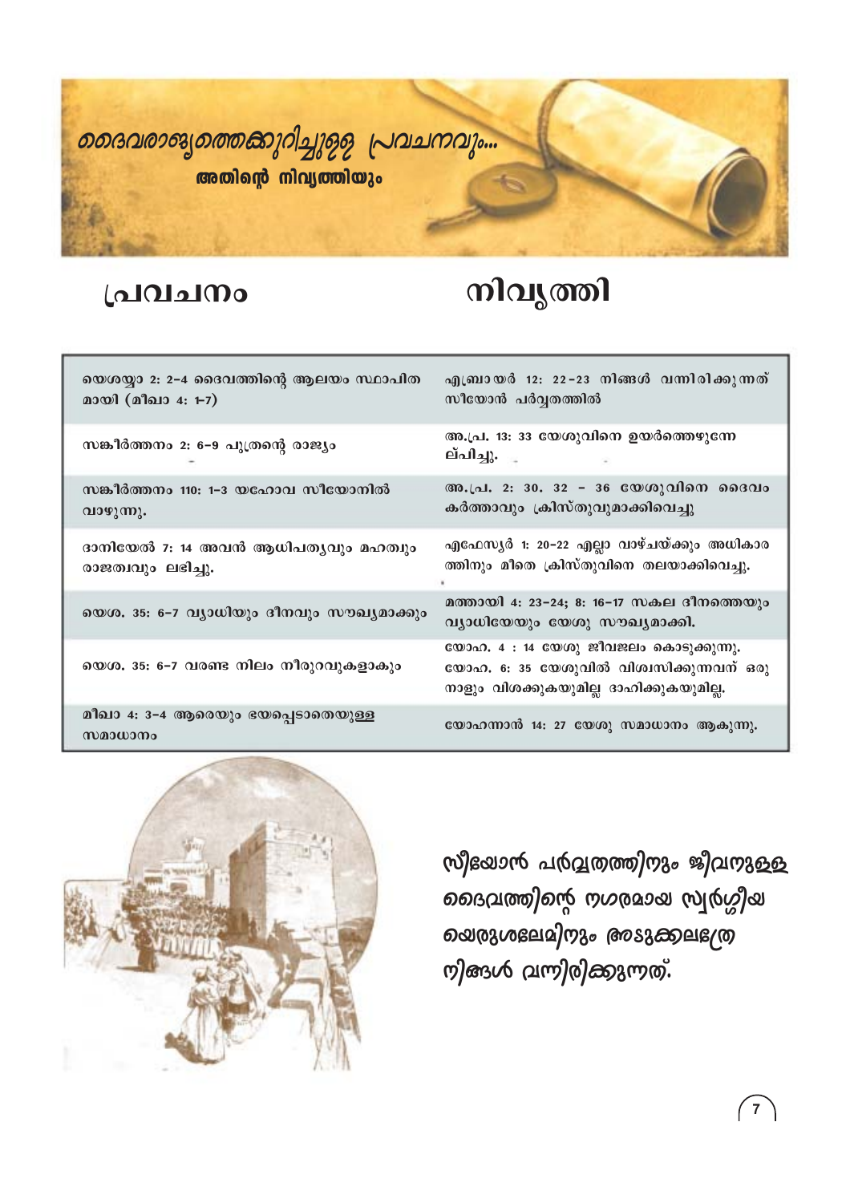# ദൈവരാജ്യത്തെക്കുറിച്ചുള്ള പ്രവചനവും...
## അതിന്റെ നിവൃത്തിയും

| പ്രവചനം | നിവൃത്തി |
|---|---|
| യെശയ്യാ 2: 2-4 ദൈവത്തിന്റെ ആലയം സ്ഥാപിതമായി (മീഖാ 4: 1-7) | എബ്രായർ 12: 22-23 നിങ്ങൾ വന്നിരിക്കുന്നത് സീയോൻ പർവ്വതത്തിൽ |
| സങ്കീർത്തനം 2: 6-9 പുത്രന്റെ രാജ്യം | അ.പ്ര. 13: 33 യേശുവിനെ ഉയർത്തെഴുന്നേല്പിച്ചു. |
| സങ്കീർത്തനം 110: 1-3 യഹോവ സീയോനിൽ വാഴുന്നു. | അ.പ്ര. 2: 30. 32 - 36 യേശുവിനെ ദൈവം കർത്താവും ക്രിസ്തുവുമാക്കിവെച്ചു |
| ദാനിയേൽ 7: 14 അവൻ ആധിപത്യവും മഹത്വും രാജത്വവും ലഭിച്ചു. | എഫേസ്യർ 1: 20-22 എല്ലാ വാഴ്ചയ്ക്കും അധികാരത്തിനും മീതെ ക്രിസ്തുവിനെ തലയാക്കിവെച്ചു. |
| യെശ. 35: 6-7 വ്യാധിയും ദീനവും സൗഖ്യമാക്കും | മത്തായി 4: 23-24; 8: 16-17 സകല ദീനത്തെയും വ്യാധിയേയും യേശു സൗഖ്യമാക്കി. |
| യെശ. 35: 6-7 വരണ്ട നിലം നീരുറവുകളാകും | യോഹ. 4 : 14 യേശു ജീവജലം കൊടുക്കുന്നു. യോഹ. 6: 35 യേശുവിൽ വിശ്വസിക്കുന്നവന് ഒരു നാളും വിശക്കുകയുമില്ല ദാഹിക്കുകയുമില്ല. |
| മീഖാ 4: 3-4 ആരെയും ഭയപ്പെടാതെയുള്ള സമാധാനം | യോഹന്നാൻ 14: 27 യേശു സമാധാനം ആകുന്നു. |

സീയോൻ പർവ്വതത്തിനും ജീവനുള്ള ദൈവത്തിന്റെ നഗരമായ സ്വർഗ്ഗീയ യെരുശലേമിനും അടുക്കലത്രേ നിങ്ങൾ വന്നിരിക്കുന്നത്.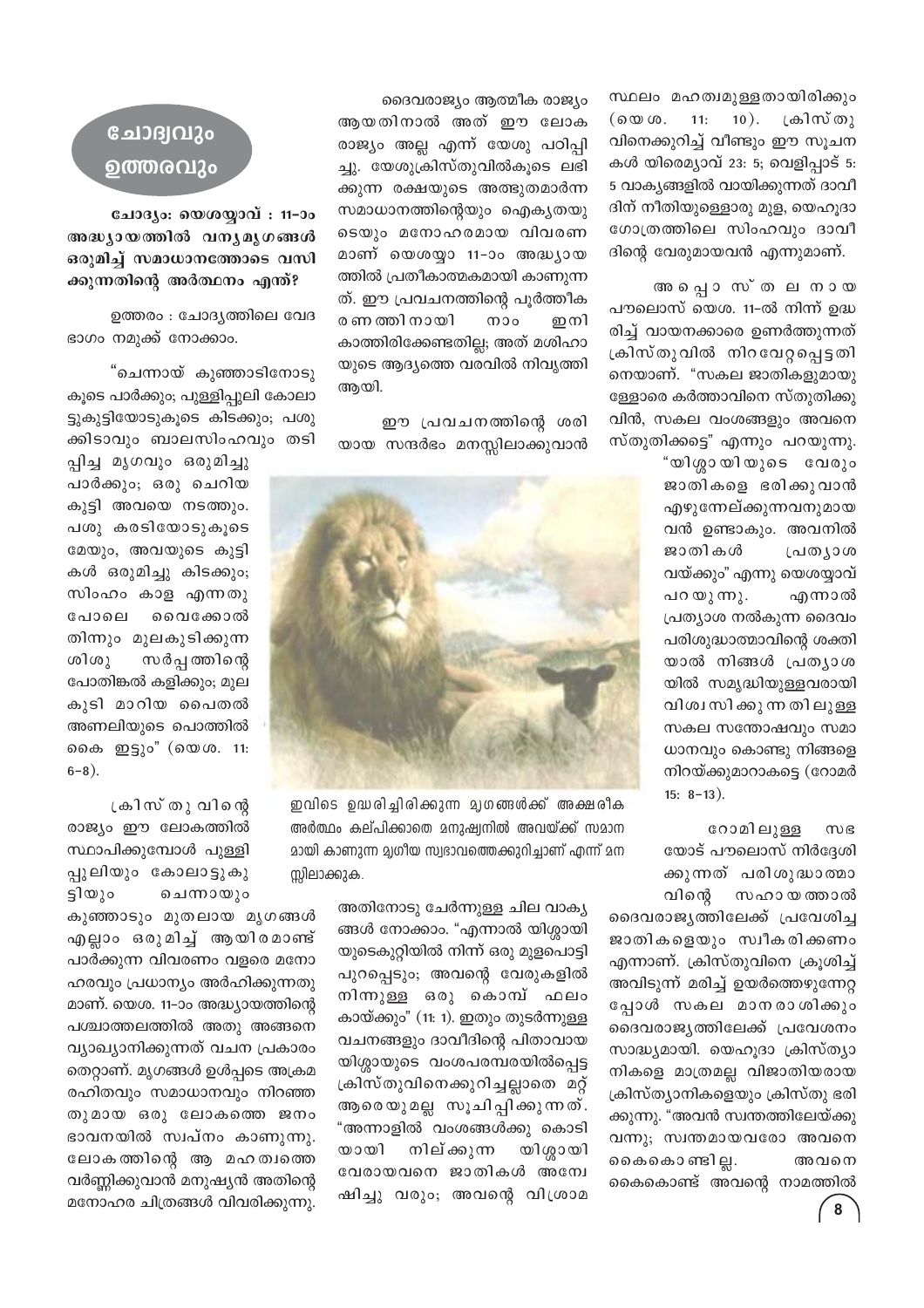## ചോദ്യവും ഉത്തരവും

**ചോദ്യം: യെശയ്യാവ് : 11-ാം അദ്ധ്യായത്തിൽ വന്യമൃഗങ്ങൾ ഒരുമിച്ച് സമാധാനത്തോടെ വസിക്കുന്നതിന്റെ അർത്ഥനം എന്ത്?**

ഉത്തരം : ചോദ്യത്തിലെ വേദഭാഗം നമുക്ക് നോക്കാം.

"ചെന്നായ് കുഞ്ഞാടിനോടുകൂടെ പാർക്കും; പുള്ളിപ്പുലി കോലാട്ടുകുട്ടിയോടുകൂടെ കിടക്കും; പശുക്കിടാവും ബാലസിംഹവും തടിപ്പിച്ച മൃഗവും ഒരുമിച്ചു പാർക്കും; ഒരു ചെറിയ കുട്ടി അവയെ നടത്തും. പശു കരടിയോടുകൂടെ മേയും, അവയുടെ കുട്ടികൾ ഒരുമിച്ചു കിടക്കും; സിംഹം കാള എന്നതുപോലെ വൈക്കോൽ തിന്നും മുലകുടിക്കുന്ന ശിശു സർപ്പത്തിന്റെ പോതിങ്കൽ കളിക്കും; മുലകുടി മാറിയ പൈതൽ അണലിയുടെ പൊത്തിൽ കൈ ഇട്ടും" (യെശ. 11: 6-8).

ക്രിസ്തുവിന്റെ രാജ്യം ഈ ലോകത്തിൽ സ്ഥാപിക്കുമ്പോൾ പുള്ളിപ്പുലിയും കോലാട്ടുകുട്ടിയും ചെന്നായും കുഞ്ഞാടും മുതലായ മൃഗങ്ങൾ എല്ലാം ഒരുമിച്ച് ആയിരമാണ്ട് പാർക്കുന്ന വിവരണം വളരെ മനോഹരവും പ്രധാന്യം അർഹിക്കുന്നതുമാണ്. യെശ. 11-ാം അദ്ധ്യായത്തിന്റെ പശ്ചാത്തലത്തിൽ അതു അങ്ങനെ വ്യാഖ്യാനിക്കുന്നത് വചന പ്രകാരം തെറ്റാണ്. മൃഗങ്ങൾ ഉൾപ്പടെ അക്രമരഹിതവും സമാധാനവും നിറഞ്ഞതുമായ ഒരു ലോകത്തെ ജനം ഭാവനയിൽ സ്വപ്നം കാണുന്നു. ലോകത്തിന്റെ ആ മഹത്വത്തെ വർണ്ണിക്കുവാൻ മനുഷ്യൻ അതിന്റെ മനോഹര ചിത്രങ്ങൾ വിവരിക്കുന്നു.

ദൈവരാജ്യം ആത്മീക രാജ്യം ആയതിനാൽ അത് ഈ ലോക രാജ്യം അല്ല എന്ന് യേശു പഠിപ്പിച്ചു. യേശുക്രിസ്തുവിൽകൂടെ ലഭിക്കുന്ന രക്ഷയുടെ അത്ഭുതമാർന്ന സമാധാനത്തിന്റെയും ഐക്യതയുടെയും മനോഹരമായ വിവരണമാണ് യെശയ്യാ 11-ാം അദ്ധ്യായത്തിൽ പ്രതീകാത്മകമായി കാണുന്നത്. ഈ പ്രവചനത്തിന്റെ പൂർത്തീകരണത്തിനായി നാം ഇനി കാത്തിരിക്കേണ്ടതില്ല; അത് മശിഹായുടെ ആദ്യത്തെ വരവിൽ നിവൃത്തി ആയി.

ഈ പ്രവചനത്തിന്റെ ശരിയായ സന്ദർഭം മനസ്സിലാക്കുവാൻ അതിനോടു ചേർന്നുള്ള ചില വാക്യങ്ങൾ നോക്കാം. "എന്നാൽ യിശ്ശായിയുടെകുറ്റിയിൽ നിന്ന് ഒരു മുളപൊട്ടി പുറപ്പെടും; അവന്റെ വേരുകളിൽ നിന്നുള്ള ഒരു കൊമ്പ് ഫലം കായ്ക്കും" (11: 1). ഇതും തുടർന്നുള്ള വചനങ്ങളും ദാവീദിന്റെ പിതാവായ യിശ്ശായുടെ വംശപരമ്പരയിൽപ്പെട്ട ക്രിസ്തുവിനെക്കുറിച്ചല്ലാതെ മറ്റ് ആരെയുമല്ല സൂചിപ്പിക്കുന്നത്. "അന്നാളിൽ വംശങ്ങൾക്കു കൊടിയായി നില്ക്കുന്ന യിശ്ശായി വേരായവനെ ജാതികൾ അന്വേഷിച്ചു വരും; അവന്റെ വിശ്രാമസ്ഥലം മഹത്വമുള്ളതായിരിക്കും (യെശ. 11: 10). ക്രിസ്തുവിനെക്കുറിച്ച് വീണ്ടും ഈ സൂചനകൾ യിരെമ്യാവ് 23: 5; വെളിപ്പാട് 5: 5 വാക്യങ്ങളിൽ വായിക്കുന്നത് ദാവീദിന് നീതിയുള്ളൊരു മുള, യെഹൂദാ ഗോത്രത്തിലെ സിംഹവും ദാവീദിന്റെ വേരുമായവൻ എന്നുമാണ്.

ഇവിടെ ഉദ്ധരിച്ചിരിക്കുന്ന മൃഗങ്ങൾക്ക് അക്ഷരീക അർത്ഥം കല്പിക്കാതെ മനുഷ്യനിൽ അവയ്ക്ക് സമാനമായി കാണുന്ന മൃഗീയ സ്വഭാവത്തെക്കുറിച്ചാണ് എന്ന് മനസ്സിലാക്കുക.

അപ്പൊസ്തലനായ പൗലൊസ് യെശ. 11-ൽ നിന്ന് ഉദ്ധരിച്ച് വായനക്കാരെ ഉണർത്തുന്നത് ക്രിസ്തുവിൽ നിറവേറ്റപ്പെട്ടതിനെയാണ്. "സകല ജാതികളുമായുള്ളോരെ കർത്താവിനെ സ്തുതിക്കുവിൻ, സകല വംശങ്ങളും അവനെ സ്തുതിക്കട്ടെ" എന്നും പറയുന്നു. "യിശ്ശായിയുടെ വേരും ജാതികളെ ഭരിക്കുവാൻ എഴുന്നേല്ക്കുന്നവനുമായവൻ ഉണ്ടാകും. അവനിൽ ജാതികൾ പ്രത്യാശ വയ്ക്കും" എന്നു യെശയ്യാവ് പറയുന്നു. എന്നാൽ പ്രത്യാശ നൽകുന്ന ദൈവം പരിശുദ്ധാത്മാവിന്റെ ശക്തിയാൽ നിങ്ങൾ പ്രത്യാശയിൽ സമൃദ്ധിയുള്ളവരായി വിശ്വസിക്കുന്നതിലുള്ള സകല സന്തോഷവും സമാധാനവും കൊണ്ടു നിങ്ങളെ നിറയ്ക്കുമാറാകട്ടെ (റോമർ 15: 8-13).

റോമിലുള്ള സഭയോട് പൗലൊസ് നിർദ്ദേശിക്കുന്നത് പരിശുദ്ധാത്മാവിന്റെ സഹായത്താൽ ദൈവരാജ്യത്തിലേക്ക് പ്രവേശിച്ച ജാതികളെയും സ്വീകരിക്കണം എന്നാണ്. ക്രിസ്തുവിനെ ക്രൂശിച്ച് അവിടുന്ന് മരിച്ച് ഉയർത്തെഴുന്നേറ്റപ്പോൾ സകല മാനരാശിക്കും ദൈവരാജ്യത്തിലേക്ക് പ്രവേശനം സാദ്ധ്യമായി. യെഹൂദാ ക്രിസ്ത്യാനികളെ മാത്രമല്ല വിജാതിയരായ ക്രിസ്ത്യാനികളെയും ക്രിസ്തു ഭരിക്കുന്നു. "അവൻ സ്വന്തത്തിലേയ്ക്കു വന്നു; സ്വന്തമായവരോ അവനെ കൈകൊണ്ടില്ല. അവനെ കൈകൊണ്ട് അവന്റെ നാമത്തിൽ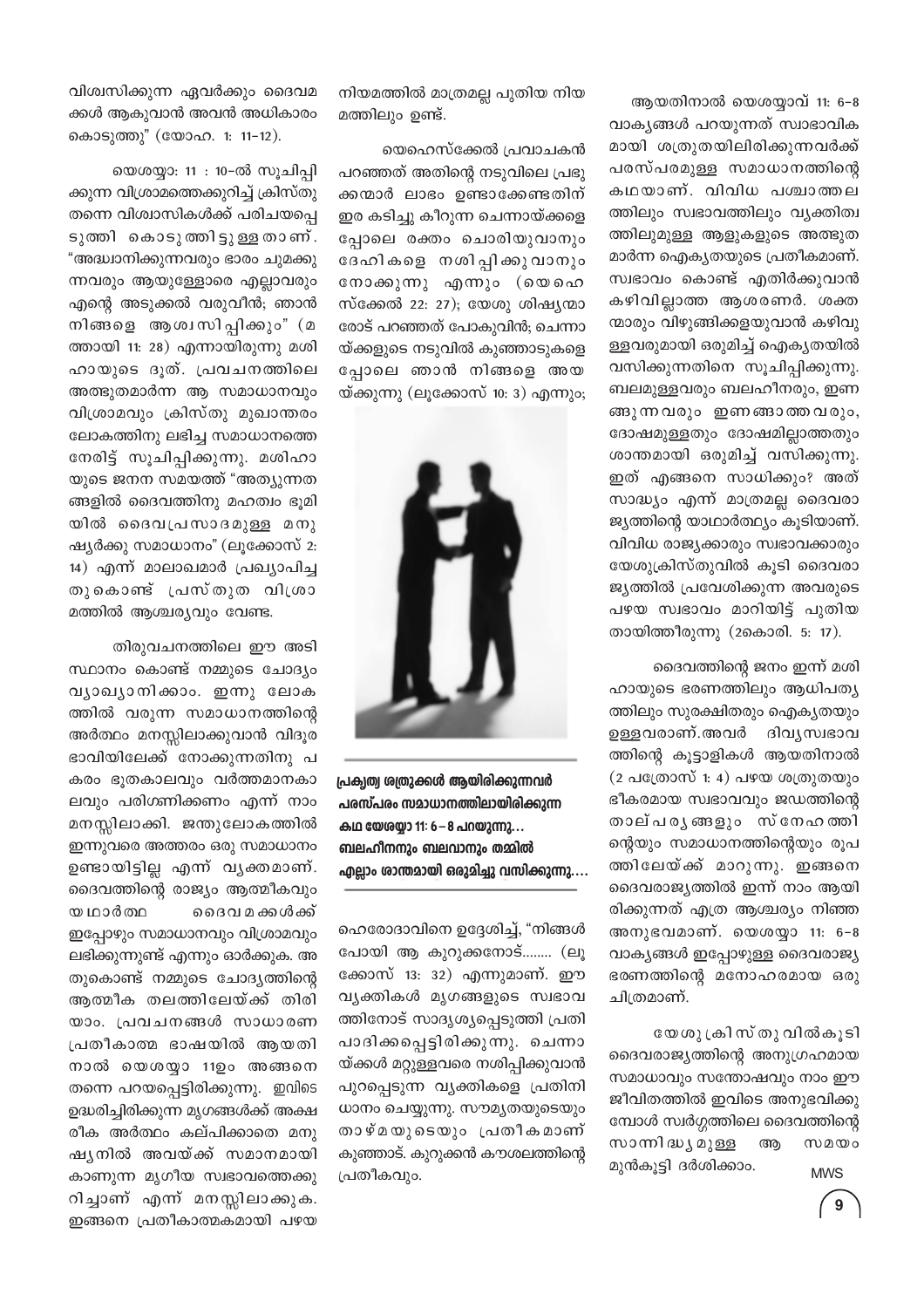ആയതിനാൽ യെശയ്യാവ് 11: 6–8 വാക്യങ്ങൾ പറയുന്നത് സ്വാഭാവിക മായി ശത്രുതയിലിരിക്കുന്നവർക്ക് പരസ്പരമുള്ള സമാധാനത്തിന്റെ കഥയാണ്. വിവിധ പശ്ചാത്തല ത്തിലും സ്വഭാവത്തിലും വ്യക്തിത്വ ത്തിലുമുള്ള ആളുകളുടെ അത്ഭുത മാർന്ന ഐക്യതയുടെ പ്രതീകമാണ്. സ്വഭാവം കൊണ്ട് എതിർക്കുവാൻ കഴിവില്ലാത്ത ആശരണർ. ശക്ത ന്മാരും വിഴുങ്ങിക്കളയുവാൻ കഴിവു ള്ളവരുമായി ഒരുമിച്ച് ഐക്യതയിൽ വസിക്കുന്നതിനെ സൂചിപ്പിക്കുന്നു. ബലമുള്ളവരും ബലഹീനരും, ഇണ ങ്ങുന്നവരും ഇണങ്ങാത്തവരും, ദോഷമുള്ളതും ദോഷമില്ലാത്തതും ശാന്തമായി ഒരുമിച്ച് വസിക്കുന്നു. ഇത് എങ്ങനെ സാധിക്കും? അത് സാദ്ധ്യം എന്ന് മാത്രമല്ല ദൈവരാ ജ്യത്തിന്റെ യാഥാർത്ഥ്യം കൂടിയാണ്. വിവിധ രാജ്യക്കാരും സ്വഭാവക്കാരും യേശുക്രിസ്തുവിൽ കൂടി ദൈവരാ ജ്യത്തിൽ പ്രവേശിക്കുന്ന അവരുടെ പഴയ സ്വഭാവം മാറിയിട്ട് പുതിയ തായിത്തീരുന്നു (2കൊരി. 5: 17).

ദൈവത്തിന്റെ ജനം ഇന്ന് മശി ഹായുടെ ഭരണത്തിലും ആധിപത്യ ത്തിലും സുരക്ഷിതരും ഐക്യതയും ഉള്ളവരാണ്.അവർ ദിവ്യസ്വഭാവ ത്തിന്റെ കൂട്ടാളികൾ ആയതിനാൽ (2 പത്രോസ് 1: 4) പഴയ ശത്രുതയും ഭീകരമായ സ്വഭാവവും ജഡത്തിന്റെ താല്പര്യങ്ങളും സ്നേഹത്തി ന്റെയും സമാധാനത്തിന്റെയും രൂപ ത്തിലേയ്ക്ക് മാറുന്നു. ഇങ്ങനെ ദൈവരാജ്യത്തിൽ ഇന്ന് നാം ആയി രിക്കുന്നത് എത്ര ആശ്ചര്യം നിഞ്ഞ അനുഭവമാണ്. യെശയ്യാ 11: 6–8 വാക്യങ്ങൾ ഇപ്പോഴുള്ള ദൈവരാജ്യ ഭരണത്തിന്റെ മനോഹരമായ ഒരു ചിത്രമാണ്.

യേശുക്രിസ്തുവിൽകൂടി ദൈവരാജ്യത്തിന്റെ അനുഗ്രഹമായ സമാധാവും സന്തോഷവും നാം ഈ ജീവിതത്തിൽ ഇവിടെ അനുഭവിക്കു മ്പോൾ സ്വർഗ്ഗത്തിലെ ദൈവത്തിന്റെ സാന്നിദ്ധ്യമുള്ള ആ സമയം മുൻകൂട്ടി ദർശിക്കാം.

MWS

നിയമത്തിൽ മാത്രമല്ല പുതിയ നിയ മത്തിലും ഉണ്ട്.

യെഹെസ്ക്കേൽ പ്രവാചകൻ പറഞ്ഞത് അതിന്റെ നടുവിലെ പ്രഭു ക്കന്മാർ ലാഭം ഉണ്ടാക്കേണ്ടതിന് ഇര കടിച്ചു കീറുന്ന ചെന്നായ്ക്കളെ പ്പോലെ രക്തം ചൊരിയുവാനും ദേഹികളെ നശിപ്പിക്കുവാനും നോക്കുന്നു എന്നും (യെഹെ സ്ക്കേൽ 22: 27); യേശു ശിഷ്യന്മാ രോട് പറഞ്ഞത് പോകുവിൻ; ചെന്നാ യ്ക്കളുടെ നടുവിൽ കുഞ്ഞാടുകളെ പ്പോലെ ഞാൻ നിങ്ങളെ അയ യ്ക്കുന്നു (ലൂക്കോസ് 10: 3) എന്നും;

**പ്രകൃത്യ ശത്രുക്കൾ ആയിരിക്കുന്നവർ പരസ്പരം സമാധാനത്തിലായിരിക്കുന്ന കഥ യേശയ്യാ 11: 6 – 8 പറയുന്നു... ബലഹീനനും ബലവാനും തമ്മിൽ എല്ലാം ശാന്തമായി ഒരുമിച്ചു വസിക്കുന്നു....**

ഹെരോദാവിനെ ഉദ്ദേശിച്ച്, "നിങ്ങൾ പോയി ആ കുറുക്കനോട്........ (ലൂ ക്കോസ് 13: 32) എന്നുമാണ്. ഈ വ്യക്തികൾ മൃഗങ്ങളുടെ സ്വഭാവ ത്തിനോട് സാദൃശ്യപ്പെടുത്തി പ്രതി പാദിക്കപ്പെട്ടിരിക്കുന്നു. ചെന്നാ യ്ക്കൾ മറ്റുള്ളവരെ നശിപ്പിക്കുവാൻ പുറപ്പെടുന്ന വ്യക്തികളെ പ്രതിനി ധാനം ചെയ്യുന്നു. സൗമ്യതയുടെയും താഴ്മയുടെയും പ്രതീകമാണ് കുഞ്ഞാട്. കുറുക്കൻ കൗശലത്തിന്റെ പ്രതീകവും.

വിശ്വസിക്കുന്ന ഏവർക്കും ദൈവമ ക്കൾ ആകുവാൻ അവൻ അധികാരം കൊടുത്തു" (യോഹ. 1: 11-12).

യെശയ്യാ: 11 : 10-ൽ സൂചിപ്പി ക്കുന്ന വിശ്രാമത്തെക്കുറിച്ച് ക്രിസ്തു തന്നെ വിശ്വാസികൾക്ക് പരിചയപ്പെ ടുത്തി കൊടുത്തിട്ടുള്ളതാണ്. "അദ്ധ്വാനിക്കുന്നവരും ഭാരം ചുമക്കു ന്നവരും ആയുള്ളോരെ എല്ലാവരും എന്റെ അടുക്കൽ വരുവീൻ; ഞാൻ നിങ്ങളെ ആശ്വസിപ്പിക്കും" (മ ത്തായി 11: 28) എന്നായിരുന്നു മശി ഹായുടെ ദൂത്. പ്രവചനത്തിലെ അത്ഭുതമാർന്ന ആ സമാധാനവും വിശ്രാമവും ക്രിസ്തു മുഖാന്തരം ലോകത്തിനു ലഭിച്ച സമാധാനത്തെ നേരിട്ട് സൂചിപ്പിക്കുന്നു. മശിഹാ യുടെ ജനന സമയത്ത് "അത്യുന്നത ങ്ങളിൽ ദൈവത്തിനു മഹത്വം ഭൂമി യിൽ ദൈവപ്രസാദമുള്ള മനു ഷ്യർക്കു സമാധാനം" (ലൂക്കോസ് 2: 14) എന്ന് മാലാഖമാർ പ്രഖ്യാപിച്ച തുകൊണ്ട് പ്രസ്തുത വിശ്രാ മത്തിൽ ആശ്ചര്യവും വേണ്ട.

തിരുവചനത്തിലെ ഈ അടി സ്ഥാനം കൊണ്ട് നമ്മുടെ ചോദ്യം വ്യാഖ്യാനിക്കാം. ഇന്നു ലോക ത്തിൽ വരുന്ന സമാധാനത്തിന്റെ അർത്ഥം മനസ്സിലാക്കുവാൻ വിദൂര ഭാവിയിലേക്ക് നോക്കുന്നതിനു പ കരം ഭൂതകാലവും വർത്തമാനകാ ലവും പരിഗണിക്കണം എന്ന് നാം മനസ്സിലാക്കി. ജന്തുലോകത്തിൽ ഇന്നുവരെ അത്തരം ഒരു സമാധാനം ഉണ്ടായിട്ടില്ല എന്ന് വ്യക്തമാണ്. ദൈവത്തിന്റെ രാജ്യം ആത്മീകവും യഥാർത്ഥ ദൈവമക്കൾക്ക് ഇപ്പോഴും സമാധാനവും വിശ്രാമവും ലഭിക്കുന്നുണ്ട് എന്നും ഓർക്കുക. അ തുകൊണ്ട് നമ്മുടെ ചോദ്യത്തിന്റെ ആത്മീക തലത്തിലേയ്ക്ക് തിരി യാം. പ്രവചനങ്ങൾ സാധാരണ പ്രതീകാത്മ ഭാഷയിൽ ആയതി നാൽ യെശയ്യാ 11ഉം അങ്ങനെ തന്നെ പറയപ്പെട്ടിരിക്കുന്നു. ഇവിടെ ഉദ്ധരിച്ചിരിക്കുന്ന മൃഗങ്ങൾക്ക് അക്ഷ രീക അർത്ഥം കല്പിക്കാതെ മനു ഷ്യനിൽ അവയ്ക്ക് സമാനമായി കാണുന്ന മൃഗീയ സ്വഭാവത്തെക്കു റിച്ചാണ് എന്ന് മനസ്സിലാക്കുക. ഇങ്ങനെ പ്രതീകാത്മകമായി പഴയ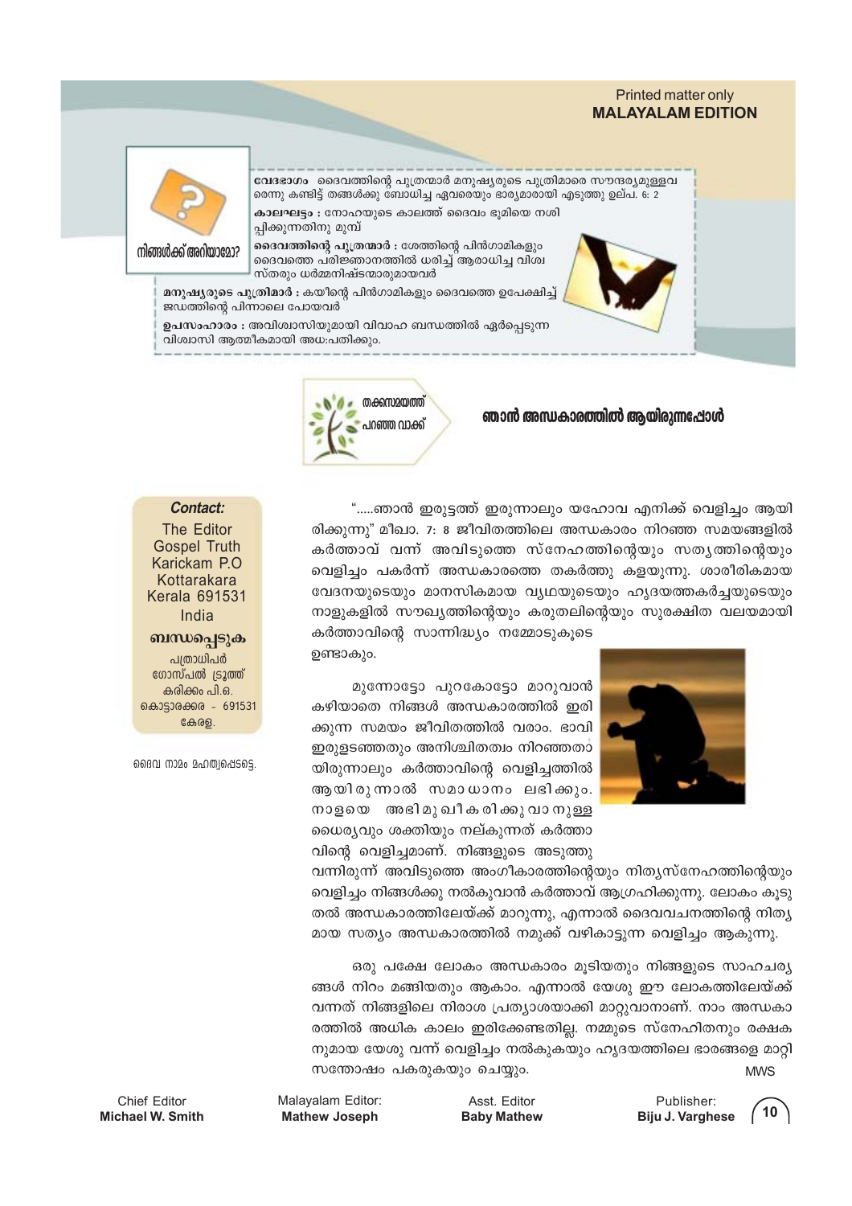Printed matter only
**MALAYALAM EDITION**

നിങ്ങൾക്ക് അറിയാമോ?

**വേദഭാഗം** ദൈവത്തിന്റെ പുത്രന്മാർ മനുഷ്യരുടെ പുത്രിമാരെ സൗന്ദര്യമുള്ളവരെന്നു കണ്ടിട്ട് തങ്ങൾക്കു ബോധിച്ച ഏവരെയും ഭാര്യമാരായി എടുത്തു ഉല്പ. 6: 2

**കാലഘട്ടം :** നോഹയുടെ കാലത്ത് ദൈവം ഭൂമിയെ നശിപ്പിക്കുന്നതിനു മുമ്പ്

**ദൈവത്തിന്റെ പുത്രന്മാർ :** ശേത്തിന്റെ പിൻഗാമികളും ദൈവത്തെ പരിജ്ഞാനത്തിൽ ധരിച്ച് ആരാധിച്ച വിശ്വസ്തരും ധർമ്മനിഷ്ടന്മാരുമായവർ

**മനുഷ്യരുടെ പുത്രിമാർ :** കയീന്റെ പിൻഗാമികളും ദൈവത്തെ ഉപേക്ഷിച്ച് ജഡത്തിന്റെ പിന്നാലെ പോയവർ

**ഉപസംഹാരം :** അവിശ്വാസിയുമായി വിവാഹ ബന്ധത്തിൽ ഏർപ്പെടുന്ന വിശ്വാസി ആത്മീകമായി അധഃപതിക്കും.

തക്കസമയത്ത് പറഞ്ഞ വാക്ക്

## ഞാൻ അന്ധകാരത്തിൽ ആയിരുന്നപ്പോൾ

"....ഞാൻ ഇരുട്ടത്ത് ഇരുന്നാലും യഹോവ എനിക്ക് വെളിച്ചം ആയിരിക്കുന്നു" മീഖാ. 7: 8 ജീവിതത്തിലെ അന്ധകാരം നിറഞ്ഞ സമയങ്ങളിൽ കർത്താവ് വന്ന് അവിടുത്തെ സ്നേഹത്തിന്റെയും സത്യത്തിന്റെയും വെളിച്ചം പകർന്ന് അന്ധകാരത്തെ തകർത്തു കളയുന്നു. ശാരീരികമായ വേദനയുടെയും മാനസികമായ വ്യഥയുടെയും ഹൃദയത്തകർച്ചയുടെയും നാളുകളിൽ സൗഖ്യത്തിന്റെയും കരുതലിന്റെയും സുരക്ഷിത വലയമായി കർത്താവിന്റെ സാന്നിദ്ധ്യം നമ്മോടുകൂടെ ഉണ്ടാകും.

മുന്നോട്ടോ പുറകോട്ടോ മാറുവാൻ കഴിയാതെ നിങ്ങൾ അന്ധകാരത്തിൽ ഇരിക്കുന്ന സമയം ജീവിതത്തിൽ വരാം. ഭാവി ഇരുളടഞ്ഞതും അനിശ്ചിതത്വം നിറഞ്ഞതായിരുന്നാലും കർത്താവിന്റെ വെളിച്ചത്തിൽ ആയിരുന്നാൽ സമാധാനം ലഭിക്കും. നാളയെ അഭിമുഖീകരിക്കുവാനുള്ള ധൈര്യവും ശക്തിയും നല്കുന്നത് കർത്താവിന്റെ വെളിച്ചമാണ്. നിങ്ങളുടെ അടുത്തു വന്നിരുന്ന് അവിടുത്തെ അംഗീകാരത്തിന്റെയും നിത്യസ്നേഹത്തിന്റെയും വെളിച്ചം നിങ്ങൾക്കു നൽകുവാൻ കർത്താവ് ആഗ്രഹിക്കുന്നു. ലോകം കൂടുതൽ അന്ധകാരത്തിലേയ്ക്ക് മാറുന്നു, എന്നാൽ ദൈവവചനത്തിന്റെ നിത്യമായ സത്യം അന്ധകാരത്തിൽ നമുക്ക് വഴികാട്ടുന്ന വെളിച്ചം ആകുന്നു.

ഒരു പക്ഷേ ലോകം അന്ധകാരം മൂടിയതും നിങ്ങളുടെ സാഹചര്യങ്ങൾ നിറം മങ്ങിയതും ആകാം. എന്നാൽ യേശു ഈ ലോകത്തിലേയ്ക്ക് വന്നത് നിങ്ങളിലെ നിരാശ പ്രത്യാശയാക്കി മാറ്റുവാനാണ്. നാം അന്ധകാരത്തിൽ അധിക കാലം ഇരിക്കേണ്ടതില്ല. നമ്മുടെ സ്നേഹിതനും രക്ഷകനുമായ യേശു വന്ന് വെളിച്ചം നൽകുകയും ഹൃദയത്തിലെ ഭാരങ്ങളെ മാറ്റി സന്തോഷം പകരുകയും ചെയ്യും.

MWS

***Contact:***

The Editor
Gospel Truth
Karickam P.O
Kottarakara
Kerala 691531
India

**ബന്ധപ്പെടുക**

പത്രാധിപർ
ഗോസ്പൽ ട്രൂത്ത്
കരിക്കം പി.ഒ.
കൊട്ടാരക്കര - 691531
കേരള.

ദൈവ നാമം മഹത്വപ്പെടട്ടെ.

Chief Editor
**Michael W. Smith**

Malayalam Editor:
**Mathew Joseph**

Asst. Editor
**Baby Mathew**

Publisher:
**Biju J. Varghese**